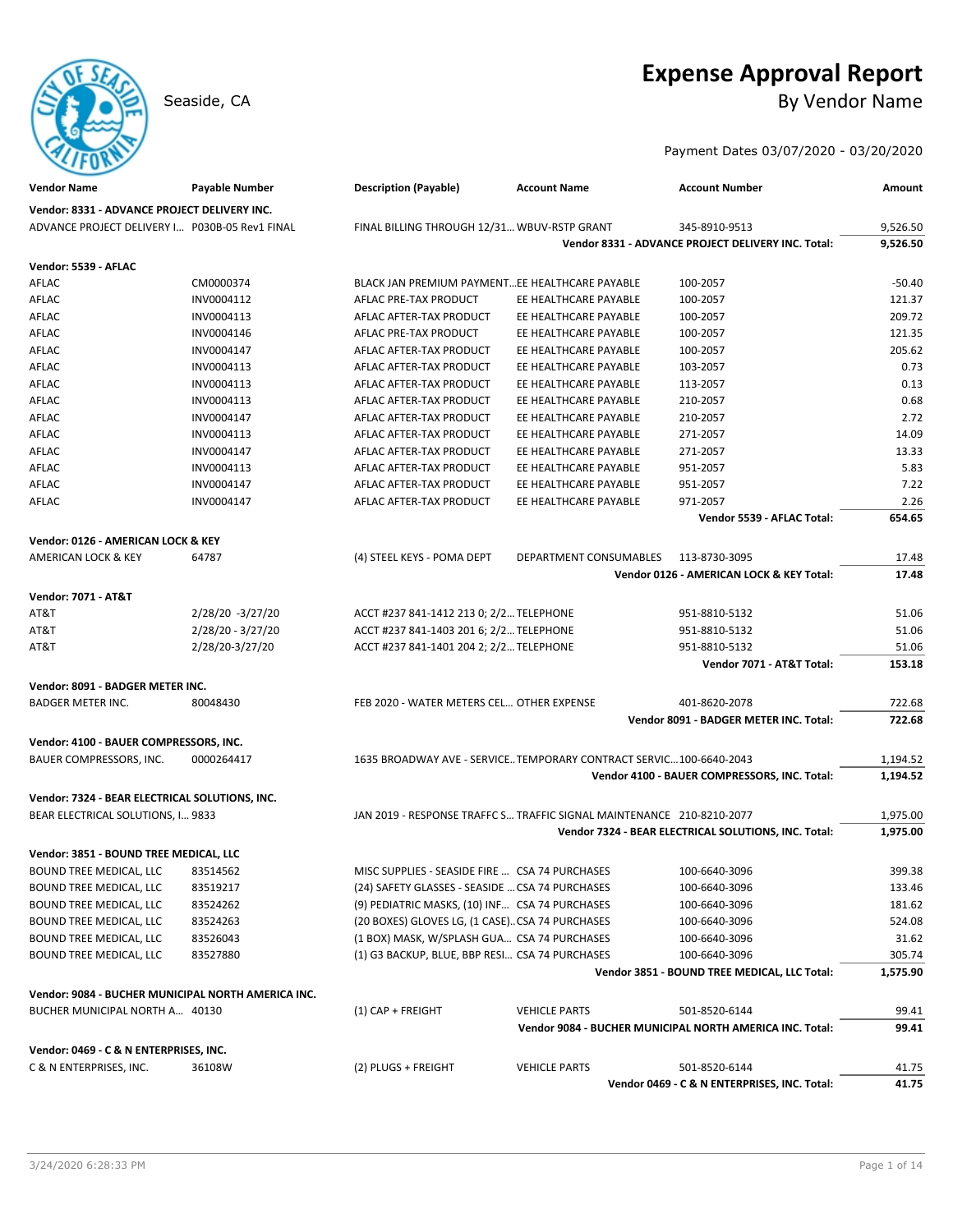# Expense Approval Report

Seaside, CA

## By Vendor Name

Payment Dates 03/07/2020 - 03/20/2020

| Vendor Name | Payable Number | Description (Payable) | Account Name | Account Number | Amount |
|---|---|---|---|---|---|
| **Vendor: 8331 - ADVANCE PROJECT DELIVERY INC.** | | | | | |
| ADVANCE PROJECT DELIVERY I... | P030B-05 Rev1 FINAL | FINAL BILLING THROUGH 12/31... | WBUV-RSTP GRANT | 345-8910-9513 | 9,526.50 |
| | | | | **Vendor 8331 - ADVANCE PROJECT DELIVERY INC. Total:** | **9,526.50** |
| **Vendor: 5539 - AFLAC** | | | | | |
| AFLAC | CM0000374 | BLACK JAN PREMIUM PAYMENT... | EE HEALTHCARE PAYABLE | 100-2057 | -50.40 |
| AFLAC | INV0004112 | AFLAC PRE-TAX PRODUCT | EE HEALTHCARE PAYABLE | 100-2057 | 121.37 |
| AFLAC | INV0004113 | AFLAC AFTER-TAX PRODUCT | EE HEALTHCARE PAYABLE | 100-2057 | 209.72 |
| AFLAC | INV0004146 | AFLAC PRE-TAX PRODUCT | EE HEALTHCARE PAYABLE | 100-2057 | 121.35 |
| AFLAC | INV0004147 | AFLAC AFTER-TAX PRODUCT | EE HEALTHCARE PAYABLE | 100-2057 | 205.62 |
| AFLAC | INV0004113 | AFLAC AFTER-TAX PRODUCT | EE HEALTHCARE PAYABLE | 103-2057 | 0.73 |
| AFLAC | INV0004113 | AFLAC AFTER-TAX PRODUCT | EE HEALTHCARE PAYABLE | 113-2057 | 0.13 |
| AFLAC | INV0004113 | AFLAC AFTER-TAX PRODUCT | EE HEALTHCARE PAYABLE | 210-2057 | 0.68 |
| AFLAC | INV0004147 | AFLAC AFTER-TAX PRODUCT | EE HEALTHCARE PAYABLE | 210-2057 | 2.72 |
| AFLAC | INV0004113 | AFLAC AFTER-TAX PRODUCT | EE HEALTHCARE PAYABLE | 271-2057 | 14.09 |
| AFLAC | INV0004147 | AFLAC AFTER-TAX PRODUCT | EE HEALTHCARE PAYABLE | 271-2057 | 13.33 |
| AFLAC | INV0004113 | AFLAC AFTER-TAX PRODUCT | EE HEALTHCARE PAYABLE | 951-2057 | 5.83 |
| AFLAC | INV0004147 | AFLAC AFTER-TAX PRODUCT | EE HEALTHCARE PAYABLE | 951-2057 | 7.22 |
| AFLAC | INV0004147 | AFLAC AFTER-TAX PRODUCT | EE HEALTHCARE PAYABLE | 971-2057 | 2.26 |
| | | | | **Vendor 5539 - AFLAC Total:** | **654.65** |
| **Vendor: 0126 - AMERICAN LOCK & KEY** | | | | | |
| AMERICAN LOCK & KEY | 64787 | (4) STEEL KEYS - POMA DEPT | DEPARTMENT CONSUMABLES | 113-8730-3095 | 17.48 |
| | | | | **Vendor 0126 - AMERICAN LOCK & KEY Total:** | **17.48** |
| **Vendor: 7071 - AT&T** | | | | | |
| AT&T | 2/28/20 -3/27/20 | ACCT #237 841-1412 213 0; 2/2... | TELEPHONE | 951-8810-5132 | 51.06 |
| AT&T | 2/28/20 - 3/27/20 | ACCT #237 841-1403 201 6; 2/2... | TELEPHONE | 951-8810-5132 | 51.06 |
| AT&T | 2/28/20-3/27/20 | ACCT #237 841-1401 204 2; 2/2... | TELEPHONE | 951-8810-5132 | 51.06 |
| | | | | **Vendor 7071 - AT&T Total:** | **153.18** |
| **Vendor: 8091 - BADGER METER INC.** | | | | | |
| BADGER METER INC. | 80048430 | FEB 2020 - WATER METERS CEL... | OTHER EXPENSE | 401-8620-2078 | 722.68 |
| | | | | **Vendor 8091 - BADGER METER INC. Total:** | **722.68** |
| **Vendor: 4100 - BAUER COMPRESSORS, INC.** | | | | | |
| BAUER COMPRESSORS, INC. | 0000264417 | 1635 BROADWAY AVE - SERVICE... | TEMPORARY CONTRACT SERVIC... | 100-6640-2043 | 1,194.52 |
| | | | | **Vendor 4100 - BAUER COMPRESSORS, INC. Total:** | **1,194.52** |
| **Vendor: 7324 - BEAR ELECTRICAL SOLUTIONS, INC.** | | | | | |
| BEAR ELECTRICAL SOLUTIONS, I... | 9833 | JAN 2019 - RESPONSE TRAFFC S... | TRAFFIC SIGNAL MAINTENANCE | 210-8210-2077 | 1,975.00 |
| | | | | **Vendor 7324 - BEAR ELECTRICAL SOLUTIONS, INC. Total:** | **1,975.00** |
| **Vendor: 3851 - BOUND TREE MEDICAL, LLC** | | | | | |
| BOUND TREE MEDICAL, LLC | 83514562 | MISC SUPPLIES - SEASIDE FIRE ... | CSA 74 PURCHASES | 100-6640-3096 | 399.38 |
| BOUND TREE MEDICAL, LLC | 83519217 | (24) SAFETY GLASSES - SEASIDE ... | CSA 74 PURCHASES | 100-6640-3096 | 133.46 |
| BOUND TREE MEDICAL, LLC | 83524262 | (9) PEDIATRIC MASKS, (10) INF... | CSA 74 PURCHASES | 100-6640-3096 | 181.62 |
| BOUND TREE MEDICAL, LLC | 83524263 | (20 BOXES) GLOVES LG, (1 CASE)... | CSA 74 PURCHASES | 100-6640-3096 | 524.08 |
| BOUND TREE MEDICAL, LLC | 83526043 | (1 BOX) MASK, W/SPLASH GUA... | CSA 74 PURCHASES | 100-6640-3096 | 31.62 |
| BOUND TREE MEDICAL, LLC | 83527880 | (1) G3 BACKUP, BLUE, BBP RESI... | CSA 74 PURCHASES | 100-6640-3096 | 305.74 |
| | | | | **Vendor 3851 - BOUND TREE MEDICAL, LLC Total:** | **1,575.90** |
| **Vendor: 9084 - BUCHER MUNICIPAL NORTH AMERICA INC.** | | | | | |
| BUCHER MUNICIPAL NORTH A... | 40130 | (1) CAP + FREIGHT | VEHICLE PARTS | 501-8520-6144 | 99.41 |
| | | | | **Vendor 9084 - BUCHER MUNICIPAL NORTH AMERICA INC. Total:** | **99.41** |
| **Vendor: 0469 - C & N ENTERPRISES, INC.** | | | | | |
| C & N ENTERPRISES, INC. | 36108W | (2) PLUGS + FREIGHT | VEHICLE PARTS | 501-8520-6144 | 41.75 |
| | | | | **Vendor 0469 - C & N ENTERPRISES, INC. Total:** | **41.75** |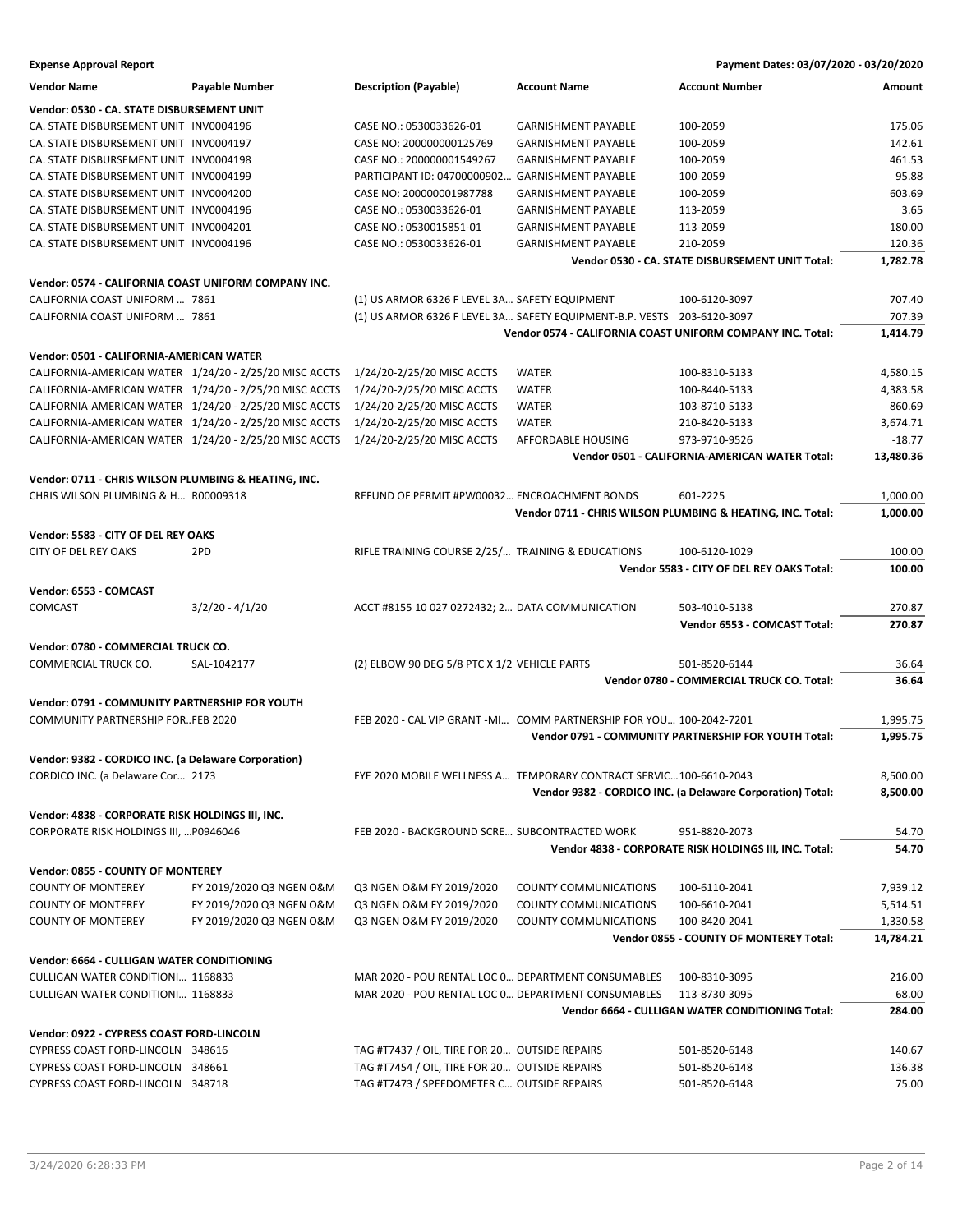**Expense Approval Report** — Payment Dates: 03/07/2020 - 03/20/2020

| Vendor Name | Payable Number | Description (Payable) | Account Name | Account Number | Amount |
|---|---|---|---|---|---|
| **Vendor: 0530 - CA. STATE DISBURSEMENT UNIT** | | | | | |
| CA. STATE DISBURSEMENT UNIT | INV0004196 | CASE NO.: 0530033626-01 | GARNISHMENT PAYABLE | 100-2059 | 175.06 |
| CA. STATE DISBURSEMENT UNIT | INV0004197 | CASE NO: 200000000125769 | GARNISHMENT PAYABLE | 100-2059 | 142.61 |
| CA. STATE DISBURSEMENT UNIT | INV0004198 | CASE NO.: 200000001549267 | GARNISHMENT PAYABLE | 100-2059 | 461.53 |
| CA. STATE DISBURSEMENT UNIT | INV0004199 | PARTICIPANT ID: 04700000902... | GARNISHMENT PAYABLE | 100-2059 | 95.88 |
| CA. STATE DISBURSEMENT UNIT | INV0004200 | CASE NO: 200000001987788 | GARNISHMENT PAYABLE | 100-2059 | 603.69 |
| CA. STATE DISBURSEMENT UNIT | INV0004196 | CASE NO.: 0530033626-01 | GARNISHMENT PAYABLE | 113-2059 | 3.65 |
| CA. STATE DISBURSEMENT UNIT | INV0004201 | CASE NO.: 0530015851-01 | GARNISHMENT PAYABLE | 113-2059 | 180.00 |
| CA. STATE DISBURSEMENT UNIT | INV0004196 | CASE NO.: 0530033626-01 | GARNISHMENT PAYABLE | 210-2059 | 120.36 |
| | | | | **Vendor 0530 - CA. STATE DISBURSEMENT UNIT Total:** | **1,782.78** |
| **Vendor: 0574 - CALIFORNIA COAST UNIFORM COMPANY INC.** | | | | | |
| CALIFORNIA COAST UNIFORM ... | 7861 | (1) US ARMOR 6326 F LEVEL 3A... | SAFETY EQUIPMENT | 100-6120-3097 | 707.40 |
| CALIFORNIA COAST UNIFORM ... | 7861 | (1) US ARMOR 6326 F LEVEL 3A... | SAFETY EQUIPMENT-B.P. VESTS | 203-6120-3097 | 707.39 |
| | | | | **Vendor 0574 - CALIFORNIA COAST UNIFORM COMPANY INC. Total:** | **1,414.79** |
| **Vendor: 0501 - CALIFORNIA-AMERICAN WATER** | | | | | |
| CALIFORNIA-AMERICAN WATER | 1/24/20 - 2/25/20 MISC ACCTS | 1/24/20-2/25/20 MISC ACCTS | WATER | 100-8310-5133 | 4,580.15 |
| CALIFORNIA-AMERICAN WATER | 1/24/20 - 2/25/20 MISC ACCTS | 1/24/20-2/25/20 MISC ACCTS | WATER | 100-8440-5133 | 4,383.58 |
| CALIFORNIA-AMERICAN WATER | 1/24/20 - 2/25/20 MISC ACCTS | 1/24/20-2/25/20 MISC ACCTS | WATER | 103-8710-5133 | 860.69 |
| CALIFORNIA-AMERICAN WATER | 1/24/20 - 2/25/20 MISC ACCTS | 1/24/20-2/25/20 MISC ACCTS | WATER | 210-8420-5133 | 3,674.71 |
| CALIFORNIA-AMERICAN WATER | 1/24/20 - 2/25/20 MISC ACCTS | 1/24/20-2/25/20 MISC ACCTS | AFFORDABLE HOUSING | 973-9710-9526 | -18.77 |
| | | | | **Vendor 0501 - CALIFORNIA-AMERICAN WATER Total:** | **13,480.36** |
| **Vendor: 0711 - CHRIS WILSON PLUMBING & HEATING, INC.** | | | | | |
| CHRIS WILSON PLUMBING & H... | R00009318 | REFUND OF PERMIT #PW00032... | ENCROACHMENT BONDS | 601-2225 | 1,000.00 |
| | | | | **Vendor 0711 - CHRIS WILSON PLUMBING & HEATING, INC. Total:** | **1,000.00** |
| **Vendor: 5583 - CITY OF DEL REY OAKS** | | | | | |
| CITY OF DEL REY OAKS | 2PD | RIFLE TRAINING COURSE 2/25/... | TRAINING & EDUCATIONS | 100-6120-1029 | 100.00 |
| | | | | **Vendor 5583 - CITY OF DEL REY OAKS Total:** | **100.00** |
| **Vendor: 6553 - COMCAST** | | | | | |
| COMCAST | 3/2/20 - 4/1/20 | ACCT #8155 10 027 0272432; 2... | DATA COMMUNICATION | 503-4010-5138 | 270.87 |
| | | | | **Vendor 6553 - COMCAST Total:** | **270.87** |
| **Vendor: 0780 - COMMERCIAL TRUCK CO.** | | | | | |
| COMMERCIAL TRUCK CO. | SAL-1042177 | (2) ELBOW 90 DEG 5/8 PTC X 1/2 | VEHICLE PARTS | 501-8520-6144 | 36.64 |
| | | | | **Vendor 0780 - COMMERCIAL TRUCK CO. Total:** | **36.64** |
| **Vendor: 0791 - COMMUNITY PARTNERSHIP FOR YOUTH** | | | | | |
| COMMUNITY PARTNERSHIP FOR... | FEB 2020 | FEB 2020 - CAL VIP GRANT -MI... | COMM PARTNERSHIP FOR YOU... | 100-2042-7201 | 1,995.75 |
| | | | | **Vendor 0791 - COMMUNITY PARTNERSHIP FOR YOUTH Total:** | **1,995.75** |
| **Vendor: 9382 - CORDICO INC. (a Delaware Corporation)** | | | | | |
| CORDICO INC. (a Delaware Cor... | 2173 | FYE 2020 MOBILE WELLNESS A... | TEMPORARY CONTRACT SERVIC... | 100-6610-2043 | 8,500.00 |
| | | | | **Vendor 9382 - CORDICO INC. (a Delaware Corporation) Total:** | **8,500.00** |
| **Vendor: 4838 - CORPORATE RISK HOLDINGS III, INC.** | | | | | |
| CORPORATE RISK HOLDINGS III, ... | P0946046 | FEB 2020 - BACKGROUND SCRE... | SUBCONTRACTED WORK | 951-8820-2073 | 54.70 |
| | | | | **Vendor 4838 - CORPORATE RISK HOLDINGS III, INC. Total:** | **54.70** |
| **Vendor: 0855 - COUNTY OF MONTEREY** | | | | | |
| COUNTY OF MONTEREY | FY 2019/2020 Q3 NGEN O&M | Q3 NGEN O&M FY 2019/2020 | COUNTY COMMUNICATIONS | 100-6110-2041 | 7,939.12 |
| COUNTY OF MONTEREY | FY 2019/2020 Q3 NGEN O&M | Q3 NGEN O&M FY 2019/2020 | COUNTY COMMUNICATIONS | 100-6610-2041 | 5,514.51 |
| COUNTY OF MONTEREY | FY 2019/2020 Q3 NGEN O&M | Q3 NGEN O&M FY 2019/2020 | COUNTY COMMUNICATIONS | 100-8420-2041 | 1,330.58 |
| | | | | **Vendor 0855 - COUNTY OF MONTEREY Total:** | **14,784.21** |
| **Vendor: 6664 - CULLIGAN WATER CONDITIONING** | | | | | |
| CULLIGAN WATER CONDITIONI... | 1168833 | MAR 2020 - POU RENTAL LOC 0... | DEPARTMENT CONSUMABLES | 100-8310-3095 | 216.00 |
| CULLIGAN WATER CONDITIONI... | 1168833 | MAR 2020 - POU RENTAL LOC 0... | DEPARTMENT CONSUMABLES | 113-8730-3095 | 68.00 |
| | | | | **Vendor 6664 - CULLIGAN WATER CONDITIONING Total:** | **284.00** |
| **Vendor: 0922 - CYPRESS COAST FORD-LINCOLN** | | | | | |
| CYPRESS COAST FORD-LINCOLN | 348616 | TAG #T7437 / OIL, TIRE FOR 20... | OUTSIDE REPAIRS | 501-8520-6148 | 140.67 |
| CYPRESS COAST FORD-LINCOLN | 348661 | TAG #T7454 / OIL, TIRE FOR 20... | OUTSIDE REPAIRS | 501-8520-6148 | 136.38 |
| CYPRESS COAST FORD-LINCOLN | 348718 | TAG #T7473 / SPEEDOMETER C... | OUTSIDE REPAIRS | 501-8520-6148 | 75.00 |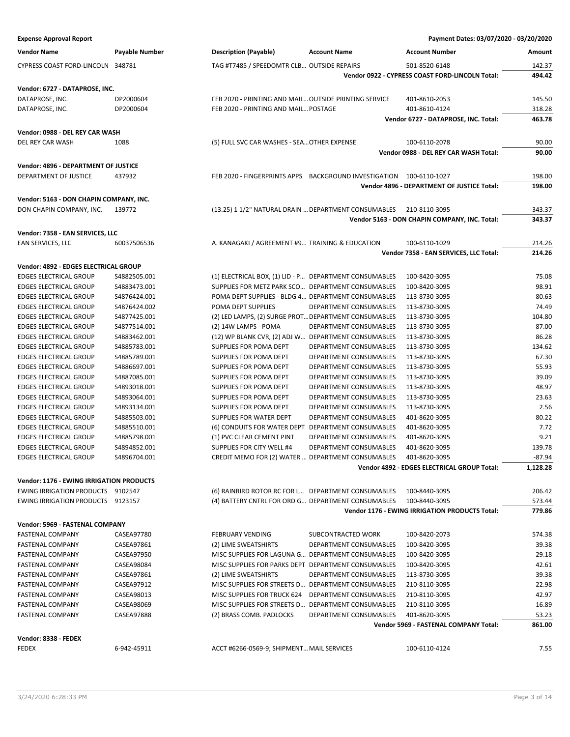**Expense Approval Report** — Payment Dates: 03/07/2020 - 03/20/2020

| Vendor Name | Payable Number | Description (Payable) | Account Name | Account Number | Amount |
|---|---|---|---|---|---|
| CYPRESS COAST FORD-LINCOLN | 348781 | TAG #T7485 / SPEEDOMTR CLB... | OUTSIDE REPAIRS | 501-8520-6148 | 142.37 |
| | | | | **Vendor 0922 - CYPRESS COAST FORD-LINCOLN Total:** | **494.42** |
| **Vendor: 6727 - DATAPROSE, INC.** | | | | | |
| DATAPROSE, INC. | DP2000604 | FEB 2020 - PRINTING AND MAIL... | OUTSIDE PRINTING SERVICE | 401-8610-2053 | 145.50 |
| DATAPROSE, INC. | DP2000604 | FEB 2020 - PRINTING AND MAIL... | POSTAGE | 401-8610-4124 | 318.28 |
| | | | | **Vendor 6727 - DATAPROSE, INC. Total:** | **463.78** |
| **Vendor: 0988 - DEL REY CAR WASH** | | | | | |
| DEL REY CAR WASH | 1088 | (5) FULL SVC CAR WASHES - SEA... | OTHER EXPENSE | 100-6110-2078 | 90.00 |
| | | | | **Vendor 0988 - DEL REY CAR WASH Total:** | **90.00** |
| **Vendor: 4896 - DEPARTMENT OF JUSTICE** | | | | | |
| DEPARTMENT OF JUSTICE | 437932 | FEB 2020 - FINGERPRINTS APPS | BACKGROUND INVESTIGATION | 100-6110-1027 | 198.00 |
| | | | | **Vendor 4896 - DEPARTMENT OF JUSTICE Total:** | **198.00** |
| **Vendor: 5163 - DON CHAPIN COMPANY, INC.** | | | | | |
| DON CHAPIN COMPANY, INC. | 139772 | (13.25) 1 1/2" NATURAL DRAIN ... | DEPARTMENT CONSUMABLES | 210-8110-3095 | 343.37 |
| | | | | **Vendor 5163 - DON CHAPIN COMPANY, INC. Total:** | **343.37** |
| **Vendor: 7358 - EAN SERVICES, LLC** | | | | | |
| EAN SERVICES, LLC | 60037506536 | A. KANAGAKI / AGREEMENT #9... | TRAINING & EDUCATION | 100-6110-1029 | 214.26 |
| | | | | **Vendor 7358 - EAN SERVICES, LLC Total:** | **214.26** |
| **Vendor: 4892 - EDGES ELECTRICAL GROUP** | | | | | |
| EDGES ELECTRICAL GROUP | S4882505.001 | (1) ELECTRICAL BOX, (1) LID - P... | DEPARTMENT CONSUMABLES | 100-8420-3095 | 75.08 |
| EDGES ELECTRICAL GROUP | S4883473.001 | SUPPLIES FOR METZ PARK SCO... | DEPARTMENT CONSUMABLES | 100-8420-3095 | 98.91 |
| EDGES ELECTRICAL GROUP | S4876424.001 | POMA DEPT SUPPLIES - BLDG 4... | DEPARTMENT CONSUMABLES | 113-8730-3095 | 80.63 |
| EDGES ELECTRICAL GROUP | S4876424.002 | POMA DEPT SUPPLIES | DEPARTMENT CONSUMABLES | 113-8730-3095 | 74.49 |
| EDGES ELECTRICAL GROUP | S4877425.001 | (2) LED LAMPS, (2) SURGE PROT... | DEPARTMENT CONSUMABLES | 113-8730-3095 | 104.80 |
| EDGES ELECTRICAL GROUP | S4877514.001 | (2) 14W LAMPS - POMA | DEPARTMENT CONSUMABLES | 113-8730-3095 | 87.00 |
| EDGES ELECTRICAL GROUP | S4883462.001 | (12) WP BLANK CVR, (2) ADJ W... | DEPARTMENT CONSUMABLES | 113-8730-3095 | 86.28 |
| EDGES ELECTRICAL GROUP | S4885783.001 | SUPPLIES FOR POMA DEPT | DEPARTMENT CONSUMABLES | 113-8730-3095 | 134.62 |
| EDGES ELECTRICAL GROUP | S4885789.001 | SUPPLIES FOR POMA DEPT | DEPARTMENT CONSUMABLES | 113-8730-3095 | 67.30 |
| EDGES ELECTRICAL GROUP | S4886697.001 | SUPPLIES FOR POMA DEPT | DEPARTMENT CONSUMABLES | 113-8730-3095 | 55.93 |
| EDGES ELECTRICAL GROUP | S4887085.001 | SUPPLIES FOR POMA DEPT | DEPARTMENT CONSUMABLES | 113-8730-3095 | 39.09 |
| EDGES ELECTRICAL GROUP | S4893018.001 | SUPPLIES FOR POMA DEPT | DEPARTMENT CONSUMABLES | 113-8730-3095 | 48.97 |
| EDGES ELECTRICAL GROUP | S4893064.001 | SUPPLIES FOR POMA DEPT | DEPARTMENT CONSUMABLES | 113-8730-3095 | 23.63 |
| EDGES ELECTRICAL GROUP | S4893134.001 | SUPPLIES FOR POMA DEPT | DEPARTMENT CONSUMABLES | 113-8730-3095 | 2.56 |
| EDGES ELECTRICAL GROUP | S4885503.001 | SUPPLIES FOR WATER DEPT | DEPARTMENT CONSUMABLES | 401-8620-3095 | 80.22 |
| EDGES ELECTRICAL GROUP | S4885510.001 | (6) CONDUITS FOR WATER DEPT | DEPARTMENT CONSUMABLES | 401-8620-3095 | 7.72 |
| EDGES ELECTRICAL GROUP | S4885798.001 | (1) PVC CLEAR CEMENT PINT | DEPARTMENT CONSUMABLES | 401-8620-3095 | 9.21 |
| EDGES ELECTRICAL GROUP | S4894852.001 | SUPPLIES FOR CITY WELL #4 | DEPARTMENT CONSUMABLES | 401-8620-3095 | 139.78 |
| EDGES ELECTRICAL GROUP | S4896704.001 | CREDIT MEMO FOR (2) WATER ... | DEPARTMENT CONSUMABLES | 401-8620-3095 | -87.94 |
| | | | | **Vendor 4892 - EDGES ELECTRICAL GROUP Total:** | **1,128.28** |
| **Vendor: 1176 - EWING IRRIGATION PRODUCTS** | | | | | |
| EWING IRRIGATION PRODUCTS | 9102547 | (6) RAINBIRD ROTOR RC FOR L... | DEPARTMENT CONSUMABLES | 100-8440-3095 | 206.42 |
| EWING IRRIGATION PRODUCTS | 9123157 | (4) BATTERY CNTRL FOR ORD G... | DEPARTMENT CONSUMABLES | 100-8440-3095 | 573.44 |
| | | | | **Vendor 1176 - EWING IRRIGATION PRODUCTS Total:** | **779.86** |
| **Vendor: 5969 - FASTENAL COMPANY** | | | | | |
| FASTENAL COMPANY | CASEA97780 | FEBRUARY VENDING | SUBCONTRACTED WORK | 100-8420-2073 | 574.38 |
| FASTENAL COMPANY | CASEA97861 | (2) LIME SWEATSHIRTS | DEPARTMENT CONSUMABLES | 100-8420-3095 | 39.38 |
| FASTENAL COMPANY | CASEA97950 | MISC SUPPLIES FOR LAGUNA G... | DEPARTMENT CONSUMABLES | 100-8420-3095 | 29.18 |
| FASTENAL COMPANY | CASEA98084 | MISC SUPPLIES FOR PARKS DEPT | DEPARTMENT CONSUMABLES | 100-8420-3095 | 42.61 |
| FASTENAL COMPANY | CASEA97861 | (2) LIME SWEATSHIRTS | DEPARTMENT CONSUMABLES | 113-8730-3095 | 39.38 |
| FASTENAL COMPANY | CASEA97912 | MISC SUPPLIES FOR STREETS D... | DEPARTMENT CONSUMABLES | 210-8110-3095 | 22.98 |
| FASTENAL COMPANY | CASEA98013 | MISC SUPPLIES FOR TRUCK 624 | DEPARTMENT CONSUMABLES | 210-8110-3095 | 42.97 |
| FASTENAL COMPANY | CASEA98069 | MISC SUPPLIES FOR STREETS D... | DEPARTMENT CONSUMABLES | 210-8110-3095 | 16.89 |
| FASTENAL COMPANY | CASEA97888 | (2) BRASS COMB. PADLOCKS | DEPARTMENT CONSUMABLES | 401-8620-3095 | 53.23 |
| | | | | **Vendor 5969 - FASTENAL COMPANY Total:** | **861.00** |
| **Vendor: 8338 - FEDEX** | | | | | |
| FEDEX | 6-942-45911 | ACCT #6266-0569-9; SHIPMENT... | MAIL SERVICES | 100-6110-4124 | 7.55 |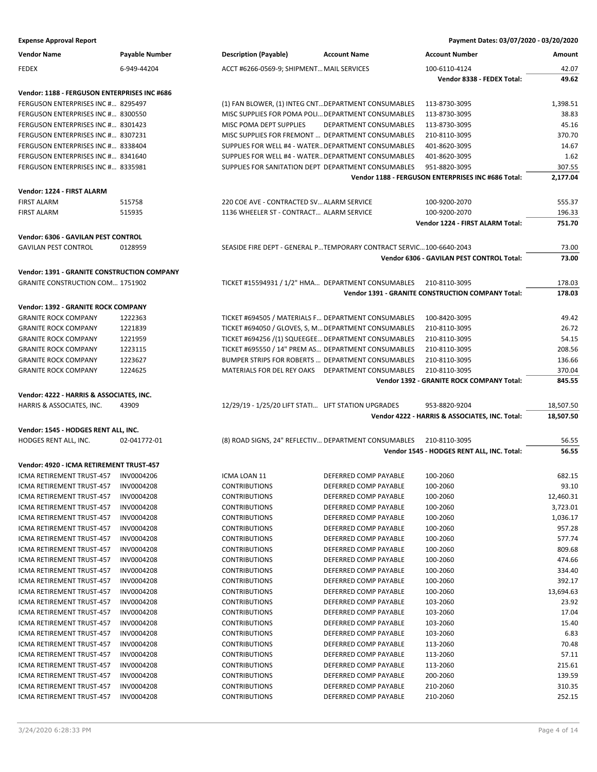**Expense Approval Report** — Payment Dates: 03/07/2020 - 03/20/2020

| Vendor Name | Payable Number | Description (Payable) | Account Name | Account Number | Amount |
|---|---|---|---|---|---|
| FEDEX | 6-949-44204 | ACCT #6266-0569-9; SHIPMENT… | MAIL SERVICES | 100-6110-4124 | 42.07 |
| | | | | **Vendor 8338 - FEDEX Total:** | **49.62** |
| **Vendor: 1188 - FERGUSON ENTERPRISES INC #686** | | | | | |
| FERGUSON ENTERPRISES INC #… | 8295497 | (1) FAN BLOWER, (1) INTEG CNT… | DEPARTMENT CONSUMABLES | 113-8730-3095 | 1,398.51 |
| FERGUSON ENTERPRISES INC #… | 8300550 | MISC SUPPLIES FOR POMA POLI… | DEPARTMENT CONSUMABLES | 113-8730-3095 | 38.83 |
| FERGUSON ENTERPRISES INC #… | 8301423 | MISC POMA DEPT SUPPLIES | DEPARTMENT CONSUMABLES | 113-8730-3095 | 45.16 |
| FERGUSON ENTERPRISES INC #… | 8307231 | MISC SUPPLIES FOR FREMONT … | DEPARTMENT CONSUMABLES | 210-8110-3095 | 370.70 |
| FERGUSON ENTERPRISES INC #… | 8338404 | SUPPLIES FOR WELL #4 - WATER… | DEPARTMENT CONSUMABLES | 401-8620-3095 | 14.67 |
| FERGUSON ENTERPRISES INC #… | 8341640 | SUPPLIES FOR WELL #4 - WATER… | DEPARTMENT CONSUMABLES | 401-8620-3095 | 1.62 |
| FERGUSON ENTERPRISES INC #… | 8335981 | SUPPLIES FOR SANITATION DEPT | DEPARTMENT CONSUMABLES | 951-8820-3095 | 307.55 |
| | | | | **Vendor 1188 - FERGUSON ENTERPRISES INC #686 Total:** | **2,177.04** |
| **Vendor: 1224 - FIRST ALARM** | | | | | |
| FIRST ALARM | 515758 | 220 COE AVE - CONTRACTED SV… | ALARM SERVICE | 100-9200-2070 | 555.37 |
| FIRST ALARM | 515935 | 1136 WHEELER ST - CONTRACT… | ALARM SERVICE | 100-9200-2070 | 196.33 |
| | | | | **Vendor 1224 - FIRST ALARM Total:** | **751.70** |
| **Vendor: 6306 - GAVILAN PEST CONTROL** | | | | | |
| GAVILAN PEST CONTROL | 0128959 | SEASIDE FIRE DEPT - GENERAL P… | TEMPORARY CONTRACT SERVIC… | 100-6640-2043 | 73.00 |
| | | | | **Vendor 6306 - GAVILAN PEST CONTROL Total:** | **73.00** |
| **Vendor: 1391 - GRANITE CONSTRUCTION COMPANY** | | | | | |
| GRANITE CONSTRUCTION COM… | 1751902 | TICKET #15594931 / 1/2" HMA… | DEPARTMENT CONSUMABLES | 210-8110-3095 | 178.03 |
| | | | | **Vendor 1391 - GRANITE CONSTRUCTION COMPANY Total:** | **178.03** |
| **Vendor: 1392 - GRANITE ROCK COMPANY** | | | | | |
| GRANITE ROCK COMPANY | 1222363 | TICKET #694505 / MATERIALS F… | DEPARTMENT CONSUMABLES | 100-8420-3095 | 49.42 |
| GRANITE ROCK COMPANY | 1221839 | TICKET #694050 / GLOVES, S, M… | DEPARTMENT CONSUMABLES | 210-8110-3095 | 26.72 |
| GRANITE ROCK COMPANY | 1221959 | TICKET #694256 /(1) SQUEEGEE… | DEPARTMENT CONSUMABLES | 210-8110-3095 | 54.15 |
| GRANITE ROCK COMPANY | 1223115 | TICKET #695550 / 14" PREM AS… | DEPARTMENT CONSUMABLES | 210-8110-3095 | 208.56 |
| GRANITE ROCK COMPANY | 1223627 | BUMPER STRIPS FOR ROBERTS … | DEPARTMENT CONSUMABLES | 210-8110-3095 | 136.66 |
| GRANITE ROCK COMPANY | 1224625 | MATERIALS FOR DEL REY OAKS | DEPARTMENT CONSUMABLES | 210-8110-3095 | 370.04 |
| | | | | **Vendor 1392 - GRANITE ROCK COMPANY Total:** | **845.55** |
| **Vendor: 4222 - HARRIS & ASSOCIATES, INC.** | | | | | |
| HARRIS & ASSOCIATES, INC. | 43909 | 12/29/19 - 1/25/20 LIFT STATI… | LIFT STATION UPGRADES | 953-8820-9204 | 18,507.50 |
| | | | | **Vendor 4222 - HARRIS & ASSOCIATES, INC. Total:** | **18,507.50** |
| **Vendor: 1545 - HODGES RENT ALL, INC.** | | | | | |
| HODGES RENT ALL, INC. | 02-041772-01 | (8) ROAD SIGNS, 24" REFLECTIV… | DEPARTMENT CONSUMABLES | 210-8110-3095 | 56.55 |
| | | | | **Vendor 1545 - HODGES RENT ALL, INC. Total:** | **56.55** |
| **Vendor: 4920 - ICMA RETIREMENT TRUST-457** | | | | | |
| ICMA RETIREMENT TRUST-457 | INV0004206 | ICMA LOAN 11 | DEFERRED COMP PAYABLE | 100-2060 | 682.15 |
| ICMA RETIREMENT TRUST-457 | INV0004208 | CONTRIBUTIONS | DEFERRED COMP PAYABLE | 100-2060 | 93.10 |
| ICMA RETIREMENT TRUST-457 | INV0004208 | CONTRIBUTIONS | DEFERRED COMP PAYABLE | 100-2060 | 12,460.31 |
| ICMA RETIREMENT TRUST-457 | INV0004208 | CONTRIBUTIONS | DEFERRED COMP PAYABLE | 100-2060 | 3,723.01 |
| ICMA RETIREMENT TRUST-457 | INV0004208 | CONTRIBUTIONS | DEFERRED COMP PAYABLE | 100-2060 | 1,036.17 |
| ICMA RETIREMENT TRUST-457 | INV0004208 | CONTRIBUTIONS | DEFERRED COMP PAYABLE | 100-2060 | 957.28 |
| ICMA RETIREMENT TRUST-457 | INV0004208 | CONTRIBUTIONS | DEFERRED COMP PAYABLE | 100-2060 | 577.74 |
| ICMA RETIREMENT TRUST-457 | INV0004208 | CONTRIBUTIONS | DEFERRED COMP PAYABLE | 100-2060 | 809.68 |
| ICMA RETIREMENT TRUST-457 | INV0004208 | CONTRIBUTIONS | DEFERRED COMP PAYABLE | 100-2060 | 474.66 |
| ICMA RETIREMENT TRUST-457 | INV0004208 | CONTRIBUTIONS | DEFERRED COMP PAYABLE | 100-2060 | 334.40 |
| ICMA RETIREMENT TRUST-457 | INV0004208 | CONTRIBUTIONS | DEFERRED COMP PAYABLE | 100-2060 | 392.17 |
| ICMA RETIREMENT TRUST-457 | INV0004208 | CONTRIBUTIONS | DEFERRED COMP PAYABLE | 100-2060 | 13,694.63 |
| ICMA RETIREMENT TRUST-457 | INV0004208 | CONTRIBUTIONS | DEFERRED COMP PAYABLE | 103-2060 | 23.92 |
| ICMA RETIREMENT TRUST-457 | INV0004208 | CONTRIBUTIONS | DEFERRED COMP PAYABLE | 103-2060 | 17.04 |
| ICMA RETIREMENT TRUST-457 | INV0004208 | CONTRIBUTIONS | DEFERRED COMP PAYABLE | 103-2060 | 15.40 |
| ICMA RETIREMENT TRUST-457 | INV0004208 | CONTRIBUTIONS | DEFERRED COMP PAYABLE | 103-2060 | 6.83 |
| ICMA RETIREMENT TRUST-457 | INV0004208 | CONTRIBUTIONS | DEFERRED COMP PAYABLE | 113-2060 | 70.48 |
| ICMA RETIREMENT TRUST-457 | INV0004208 | CONTRIBUTIONS | DEFERRED COMP PAYABLE | 113-2060 | 57.11 |
| ICMA RETIREMENT TRUST-457 | INV0004208 | CONTRIBUTIONS | DEFERRED COMP PAYABLE | 113-2060 | 215.61 |
| ICMA RETIREMENT TRUST-457 | INV0004208 | CONTRIBUTIONS | DEFERRED COMP PAYABLE | 200-2060 | 139.59 |
| ICMA RETIREMENT TRUST-457 | INV0004208 | CONTRIBUTIONS | DEFERRED COMP PAYABLE | 210-2060 | 310.35 |
| ICMA RETIREMENT TRUST-457 | INV0004208 | CONTRIBUTIONS | DEFERRED COMP PAYABLE | 210-2060 | 252.15 |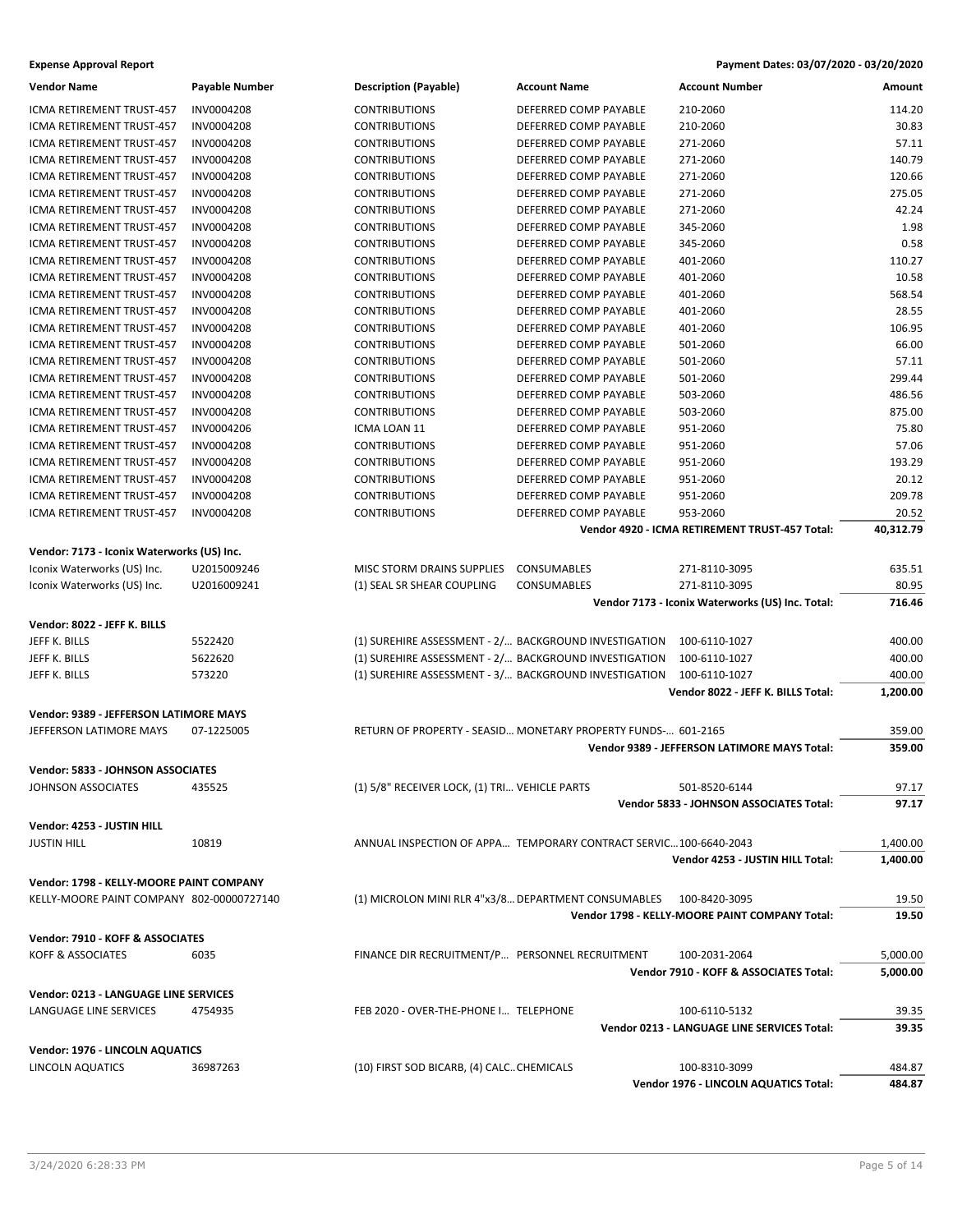**Expense Approval Report** — Payment Dates: 03/07/2020 - 03/20/2020

| Vendor Name | Payable Number | Description (Payable) | Account Name | Account Number | Amount |
|---|---|---|---|---|---|
| ICMA RETIREMENT TRUST-457 | INV0004208 | CONTRIBUTIONS | DEFERRED COMP PAYABLE | 210-2060 | 114.20 |
| ICMA RETIREMENT TRUST-457 | INV0004208 | CONTRIBUTIONS | DEFERRED COMP PAYABLE | 210-2060 | 30.83 |
| ICMA RETIREMENT TRUST-457 | INV0004208 | CONTRIBUTIONS | DEFERRED COMP PAYABLE | 271-2060 | 57.11 |
| ICMA RETIREMENT TRUST-457 | INV0004208 | CONTRIBUTIONS | DEFERRED COMP PAYABLE | 271-2060 | 140.79 |
| ICMA RETIREMENT TRUST-457 | INV0004208 | CONTRIBUTIONS | DEFERRED COMP PAYABLE | 271-2060 | 120.66 |
| ICMA RETIREMENT TRUST-457 | INV0004208 | CONTRIBUTIONS | DEFERRED COMP PAYABLE | 271-2060 | 275.05 |
| ICMA RETIREMENT TRUST-457 | INV0004208 | CONTRIBUTIONS | DEFERRED COMP PAYABLE | 271-2060 | 42.24 |
| ICMA RETIREMENT TRUST-457 | INV0004208 | CONTRIBUTIONS | DEFERRED COMP PAYABLE | 345-2060 | 1.98 |
| ICMA RETIREMENT TRUST-457 | INV0004208 | CONTRIBUTIONS | DEFERRED COMP PAYABLE | 345-2060 | 0.58 |
| ICMA RETIREMENT TRUST-457 | INV0004208 | CONTRIBUTIONS | DEFERRED COMP PAYABLE | 401-2060 | 110.27 |
| ICMA RETIREMENT TRUST-457 | INV0004208 | CONTRIBUTIONS | DEFERRED COMP PAYABLE | 401-2060 | 10.58 |
| ICMA RETIREMENT TRUST-457 | INV0004208 | CONTRIBUTIONS | DEFERRED COMP PAYABLE | 401-2060 | 568.54 |
| ICMA RETIREMENT TRUST-457 | INV0004208 | CONTRIBUTIONS | DEFERRED COMP PAYABLE | 401-2060 | 28.55 |
| ICMA RETIREMENT TRUST-457 | INV0004208 | CONTRIBUTIONS | DEFERRED COMP PAYABLE | 401-2060 | 106.95 |
| ICMA RETIREMENT TRUST-457 | INV0004208 | CONTRIBUTIONS | DEFERRED COMP PAYABLE | 501-2060 | 66.00 |
| ICMA RETIREMENT TRUST-457 | INV0004208 | CONTRIBUTIONS | DEFERRED COMP PAYABLE | 501-2060 | 57.11 |
| ICMA RETIREMENT TRUST-457 | INV0004208 | CONTRIBUTIONS | DEFERRED COMP PAYABLE | 501-2060 | 299.44 |
| ICMA RETIREMENT TRUST-457 | INV0004208 | CONTRIBUTIONS | DEFERRED COMP PAYABLE | 503-2060 | 486.56 |
| ICMA RETIREMENT TRUST-457 | INV0004208 | CONTRIBUTIONS | DEFERRED COMP PAYABLE | 503-2060 | 875.00 |
| ICMA RETIREMENT TRUST-457 | INV0004206 | ICMA LOAN 11 | DEFERRED COMP PAYABLE | 951-2060 | 75.80 |
| ICMA RETIREMENT TRUST-457 | INV0004208 | CONTRIBUTIONS | DEFERRED COMP PAYABLE | 951-2060 | 57.06 |
| ICMA RETIREMENT TRUST-457 | INV0004208 | CONTRIBUTIONS | DEFERRED COMP PAYABLE | 951-2060 | 193.29 |
| ICMA RETIREMENT TRUST-457 | INV0004208 | CONTRIBUTIONS | DEFERRED COMP PAYABLE | 951-2060 | 20.12 |
| ICMA RETIREMENT TRUST-457 | INV0004208 | CONTRIBUTIONS | DEFERRED COMP PAYABLE | 951-2060 | 209.78 |
| ICMA RETIREMENT TRUST-457 | INV0004208 | CONTRIBUTIONS | DEFERRED COMP PAYABLE | 953-2060 | 20.52 |
| | | | | **Vendor 4920 - ICMA RETIREMENT TRUST-457 Total:** | **40,312.79** |
| **Vendor: 7173 - Iconix Waterworks (US) Inc.** | | | | | |
| Iconix Waterworks (US) Inc. | U2015009246 | MISC STORM DRAINS SUPPLIES | CONSUMABLES | 271-8110-3095 | 635.51 |
| Iconix Waterworks (US) Inc. | U2016009241 | (1) SEAL SR SHEAR COUPLING | CONSUMABLES | 271-8110-3095 | 80.95 |
| | | | | **Vendor 7173 - Iconix Waterworks (US) Inc. Total:** | **716.46** |
| **Vendor: 8022 - JEFF K. BILLS** | | | | | |
| JEFF K. BILLS | 5522420 | (1) SUREHIRE ASSESSMENT - 2/... | BACKGROUND INVESTIGATION | 100-6110-1027 | 400.00 |
| JEFF K. BILLS | 5622620 | (1) SUREHIRE ASSESSMENT - 2/... | BACKGROUND INVESTIGATION | 100-6110-1027 | 400.00 |
| JEFF K. BILLS | 573220 | (1) SUREHIRE ASSESSMENT - 3/... | BACKGROUND INVESTIGATION | 100-6110-1027 | 400.00 |
| | | | | **Vendor 8022 - JEFF K. BILLS Total:** | **1,200.00** |
| **Vendor: 9389 - JEFFERSON LATIMORE MAYS** | | | | | |
| JEFFERSON LATIMORE MAYS | 07-1225005 | RETURN OF PROPERTY - SEASID... | MONETARY PROPERTY FUNDS-... | 601-2165 | 359.00 |
| | | | | **Vendor 9389 - JEFFERSON LATIMORE MAYS Total:** | **359.00** |
| **Vendor: 5833 - JOHNSON ASSOCIATES** | | | | | |
| JOHNSON ASSOCIATES | 435525 | (1) 5/8" RECEIVER LOCK, (1) TRI... | VEHICLE PARTS | 501-8520-6144 | 97.17 |
| | | | | **Vendor 5833 - JOHNSON ASSOCIATES Total:** | **97.17** |
| **Vendor: 4253 - JUSTIN HILL** | | | | | |
| JUSTIN HILL | 10819 | ANNUAL INSPECTION OF APPA... | TEMPORARY CONTRACT SERVIC... | 100-6640-2043 | 1,400.00 |
| | | | | **Vendor 4253 - JUSTIN HILL Total:** | **1,400.00** |
| **Vendor: 1798 - KELLY-MOORE PAINT COMPANY** | | | | | |
| KELLY-MOORE PAINT COMPANY | 802-00000727140 | (1) MICROLON MINI RLR 4"x3/8... | DEPARTMENT CONSUMABLES | 100-8420-3095 | 19.50 |
| | | | | **Vendor 1798 - KELLY-MOORE PAINT COMPANY Total:** | **19.50** |
| **Vendor: 7910 - KOFF & ASSOCIATES** | | | | | |
| KOFF & ASSOCIATES | 6035 | FINANCE DIR RECRUITMENT/P... | PERSONNEL RECRUITMENT | 100-2031-2064 | 5,000.00 |
| | | | | **Vendor 7910 - KOFF & ASSOCIATES Total:** | **5,000.00** |
| **Vendor: 0213 - LANGUAGE LINE SERVICES** | | | | | |
| LANGUAGE LINE SERVICES | 4754935 | FEB 2020 - OVER-THE-PHONE I... | TELEPHONE | 100-6110-5132 | 39.35 |
| | | | | **Vendor 0213 - LANGUAGE LINE SERVICES Total:** | **39.35** |
| **Vendor: 1976 - LINCOLN AQUATICS** | | | | | |
| LINCOLN AQUATICS | 36987263 | (10) FIRST SOD BICARB, (4) CALC... | CHEMICALS | 100-8310-3099 | 484.87 |
| | | | | **Vendor 1976 - LINCOLN AQUATICS Total:** | **484.87** |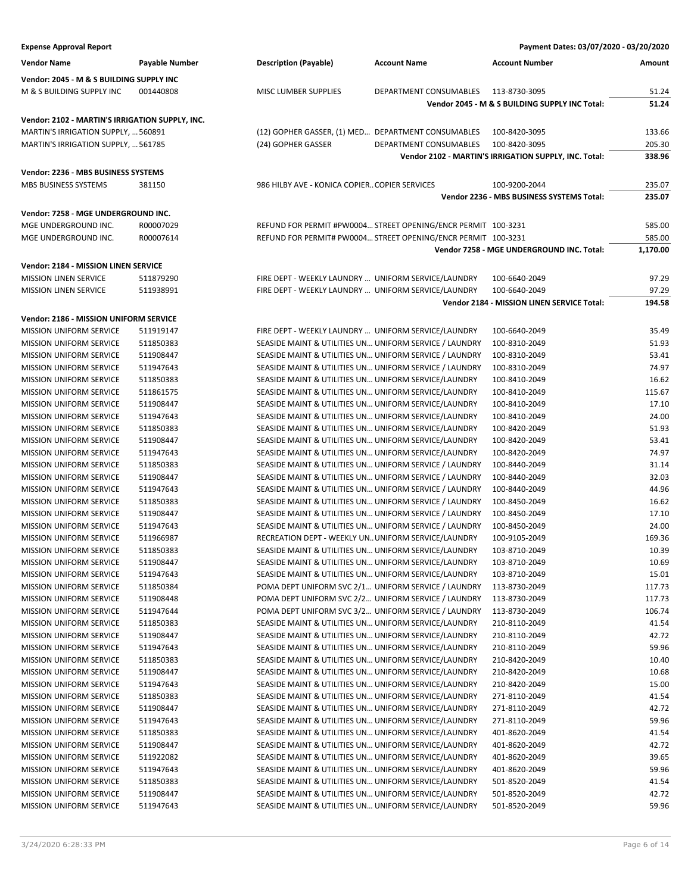**Expense Approval Report** — Payment Dates: 03/07/2020 - 03/20/2020

| Vendor Name | Payable Number | Description (Payable) | Account Name | Account Number | Amount |
|---|---|---|---|---|---|
| **Vendor: 2045 - M & S BUILDING SUPPLY INC** | | | | | |
| M & S BUILDING SUPPLY INC | 001440808 | MISC LUMBER SUPPLIES | DEPARTMENT CONSUMABLES | 113-8730-3095 | 51.24 |
| | | | | **Vendor 2045 - M & S BUILDING SUPPLY INC Total:** | **51.24** |
| **Vendor: 2102 - MARTIN'S IRRIGATION SUPPLY, INC.** | | | | | |
| MARTIN'S IRRIGATION SUPPLY, ... | 560891 | (12) GOPHER GASSER, (1) MED... | DEPARTMENT CONSUMABLES | 100-8420-3095 | 133.66 |
| MARTIN'S IRRIGATION SUPPLY, ... | 561785 | (24) GOPHER GASSER | DEPARTMENT CONSUMABLES | 100-8420-3095 | 205.30 |
| | | | | **Vendor 2102 - MARTIN'S IRRIGATION SUPPLY, INC. Total:** | **338.96** |
| **Vendor: 2236 - MBS BUSINESS SYSTEMS** | | | | | |
| MBS BUSINESS SYSTEMS | 381150 | 986 HILBY AVE - KONICA COPIER... | COPIER SERVICES | 100-9200-2044 | 235.07 |
| | | | | **Vendor 2236 - MBS BUSINESS SYSTEMS Total:** | **235.07** |
| **Vendor: 7258 - MGE UNDERGROUND INC.** | | | | | |
| MGE UNDERGROUND INC. | R00007029 | REFUND FOR PERMIT #PW0004... | STREET OPENING/ENCR PERMIT | 100-3231 | 585.00 |
| MGE UNDERGROUND INC. | R00007614 | REFUND FOR PERMIT# PW0004... | STREET OPENING/ENCR PERMIT | 100-3231 | 585.00 |
| | | | | **Vendor 7258 - MGE UNDERGROUND INC. Total:** | **1,170.00** |
| **Vendor: 2184 - MISSION LINEN SERVICE** | | | | | |
| MISSION LINEN SERVICE | 511879290 | FIRE DEPT - WEEKLY LAUNDRY ... | UNIFORM SERVICE/LAUNDRY | 100-6640-2049 | 97.29 |
| MISSION LINEN SERVICE | 511938991 | FIRE DEPT - WEEKLY LAUNDRY ... | UNIFORM SERVICE/LAUNDRY | 100-6640-2049 | 97.29 |
| | | | | **Vendor 2184 - MISSION LINEN SERVICE Total:** | **194.58** |
| **Vendor: 2186 - MISSION UNIFORM SERVICE** | | | | | |
| MISSION UNIFORM SERVICE | 511919147 | FIRE DEPT - WEEKLY LAUNDRY ... | UNIFORM SERVICE/LAUNDRY | 100-6640-2049 | 35.49 |
| MISSION UNIFORM SERVICE | 511850383 | SEASIDE MAINT & UTILITIES UN... | UNIFORM SERVICE / LAUNDRY | 100-8310-2049 | 51.93 |
| MISSION UNIFORM SERVICE | 511908447 | SEASIDE MAINT & UTILITIES UN... | UNIFORM SERVICE / LAUNDRY | 100-8310-2049 | 53.41 |
| MISSION UNIFORM SERVICE | 511947643 | SEASIDE MAINT & UTILITIES UN... | UNIFORM SERVICE / LAUNDRY | 100-8310-2049 | 74.97 |
| MISSION UNIFORM SERVICE | 511850383 | SEASIDE MAINT & UTILITIES UN... | UNIFORM SERVICE/LAUNDRY | 100-8410-2049 | 16.62 |
| MISSION UNIFORM SERVICE | 511861575 | SEASIDE MAINT & UTILITIES UN... | UNIFORM SERVICE/LAUNDRY | 100-8410-2049 | 115.67 |
| MISSION UNIFORM SERVICE | 511908447 | SEASIDE MAINT & UTILITIES UN... | UNIFORM SERVICE/LAUNDRY | 100-8410-2049 | 17.10 |
| MISSION UNIFORM SERVICE | 511947643 | SEASIDE MAINT & UTILITIES UN... | UNIFORM SERVICE/LAUNDRY | 100-8410-2049 | 24.00 |
| MISSION UNIFORM SERVICE | 511850383 | SEASIDE MAINT & UTILITIES UN... | UNIFORM SERVICE/LAUNDRY | 100-8420-2049 | 51.93 |
| MISSION UNIFORM SERVICE | 511908447 | SEASIDE MAINT & UTILITIES UN... | UNIFORM SERVICE/LAUNDRY | 100-8420-2049 | 53.41 |
| MISSION UNIFORM SERVICE | 511947643 | SEASIDE MAINT & UTILITIES UN... | UNIFORM SERVICE/LAUNDRY | 100-8420-2049 | 74.97 |
| MISSION UNIFORM SERVICE | 511850383 | SEASIDE MAINT & UTILITIES UN... | UNIFORM SERVICE / LAUNDRY | 100-8440-2049 | 31.14 |
| MISSION UNIFORM SERVICE | 511908447 | SEASIDE MAINT & UTILITIES UN... | UNIFORM SERVICE / LAUNDRY | 100-8440-2049 | 32.03 |
| MISSION UNIFORM SERVICE | 511947643 | SEASIDE MAINT & UTILITIES UN... | UNIFORM SERVICE / LAUNDRY | 100-8440-2049 | 44.96 |
| MISSION UNIFORM SERVICE | 511850383 | SEASIDE MAINT & UTILITIES UN... | UNIFORM SERVICE / LAUNDRY | 100-8450-2049 | 16.62 |
| MISSION UNIFORM SERVICE | 511908447 | SEASIDE MAINT & UTILITIES UN... | UNIFORM SERVICE / LAUNDRY | 100-8450-2049 | 17.10 |
| MISSION UNIFORM SERVICE | 511947643 | SEASIDE MAINT & UTILITIES UN... | UNIFORM SERVICE / LAUNDRY | 100-8450-2049 | 24.00 |
| MISSION UNIFORM SERVICE | 511966987 | RECREATION DEPT - WEEKLY UN... | UNIFORM SERVICE/LAUNDRY | 100-9105-2049 | 169.36 |
| MISSION UNIFORM SERVICE | 511850383 | SEASIDE MAINT & UTILITIES UN... | UNIFORM SERVICE/LAUNDRY | 103-8710-2049 | 10.39 |
| MISSION UNIFORM SERVICE | 511908447 | SEASIDE MAINT & UTILITIES UN... | UNIFORM SERVICE/LAUNDRY | 103-8710-2049 | 10.69 |
| MISSION UNIFORM SERVICE | 511947643 | SEASIDE MAINT & UTILITIES UN... | UNIFORM SERVICE/LAUNDRY | 103-8710-2049 | 15.01 |
| MISSION UNIFORM SERVICE | 511850384 | POMA DEPT UNIFORM SVC 2/1... | UNIFORM SERVICE / LAUNDRY | 113-8730-2049 | 117.73 |
| MISSION UNIFORM SERVICE | 511908448 | POMA DEPT UNIFORM SVC 2/2... | UNIFORM SERVICE / LAUNDRY | 113-8730-2049 | 117.73 |
| MISSION UNIFORM SERVICE | 511947644 | POMA DEPT UNIFORM SVC 3/2... | UNIFORM SERVICE / LAUNDRY | 113-8730-2049 | 106.74 |
| MISSION UNIFORM SERVICE | 511850383 | SEASIDE MAINT & UTILITIES UN... | UNIFORM SERVICE/LAUNDRY | 210-8110-2049 | 41.54 |
| MISSION UNIFORM SERVICE | 511908447 | SEASIDE MAINT & UTILITIES UN... | UNIFORM SERVICE/LAUNDRY | 210-8110-2049 | 42.72 |
| MISSION UNIFORM SERVICE | 511947643 | SEASIDE MAINT & UTILITIES UN... | UNIFORM SERVICE/LAUNDRY | 210-8110-2049 | 59.96 |
| MISSION UNIFORM SERVICE | 511850383 | SEASIDE MAINT & UTILITIES UN... | UNIFORM SERVICE/LAUNDRY | 210-8420-2049 | 10.40 |
| MISSION UNIFORM SERVICE | 511908447 | SEASIDE MAINT & UTILITIES UN... | UNIFORM SERVICE/LAUNDRY | 210-8420-2049 | 10.68 |
| MISSION UNIFORM SERVICE | 511947643 | SEASIDE MAINT & UTILITIES UN... | UNIFORM SERVICE/LAUNDRY | 210-8420-2049 | 15.00 |
| MISSION UNIFORM SERVICE | 511850383 | SEASIDE MAINT & UTILITIES UN... | UNIFORM SERVICE/LAUNDRY | 271-8110-2049 | 41.54 |
| MISSION UNIFORM SERVICE | 511908447 | SEASIDE MAINT & UTILITIES UN... | UNIFORM SERVICE/LAUNDRY | 271-8110-2049 | 42.72 |
| MISSION UNIFORM SERVICE | 511947643 | SEASIDE MAINT & UTILITIES UN... | UNIFORM SERVICE/LAUNDRY | 271-8110-2049 | 59.96 |
| MISSION UNIFORM SERVICE | 511850383 | SEASIDE MAINT & UTILITIES UN... | UNIFORM SERVICE/LAUNDRY | 401-8620-2049 | 41.54 |
| MISSION UNIFORM SERVICE | 511908447 | SEASIDE MAINT & UTILITIES UN... | UNIFORM SERVICE/LAUNDRY | 401-8620-2049 | 42.72 |
| MISSION UNIFORM SERVICE | 511922082 | SEASIDE MAINT & UTILITIES UN... | UNIFORM SERVICE/LAUNDRY | 401-8620-2049 | 39.65 |
| MISSION UNIFORM SERVICE | 511947643 | SEASIDE MAINT & UTILITIES UN... | UNIFORM SERVICE/LAUNDRY | 401-8620-2049 | 59.96 |
| MISSION UNIFORM SERVICE | 511850383 | SEASIDE MAINT & UTILITIES UN... | UNIFORM SERVICE/LAUNDRY | 501-8520-2049 | 41.54 |
| MISSION UNIFORM SERVICE | 511908447 | SEASIDE MAINT & UTILITIES UN... | UNIFORM SERVICE/LAUNDRY | 501-8520-2049 | 42.72 |
| MISSION UNIFORM SERVICE | 511947643 | SEASIDE MAINT & UTILITIES UN... | UNIFORM SERVICE/LAUNDRY | 501-8520-2049 | 59.96 |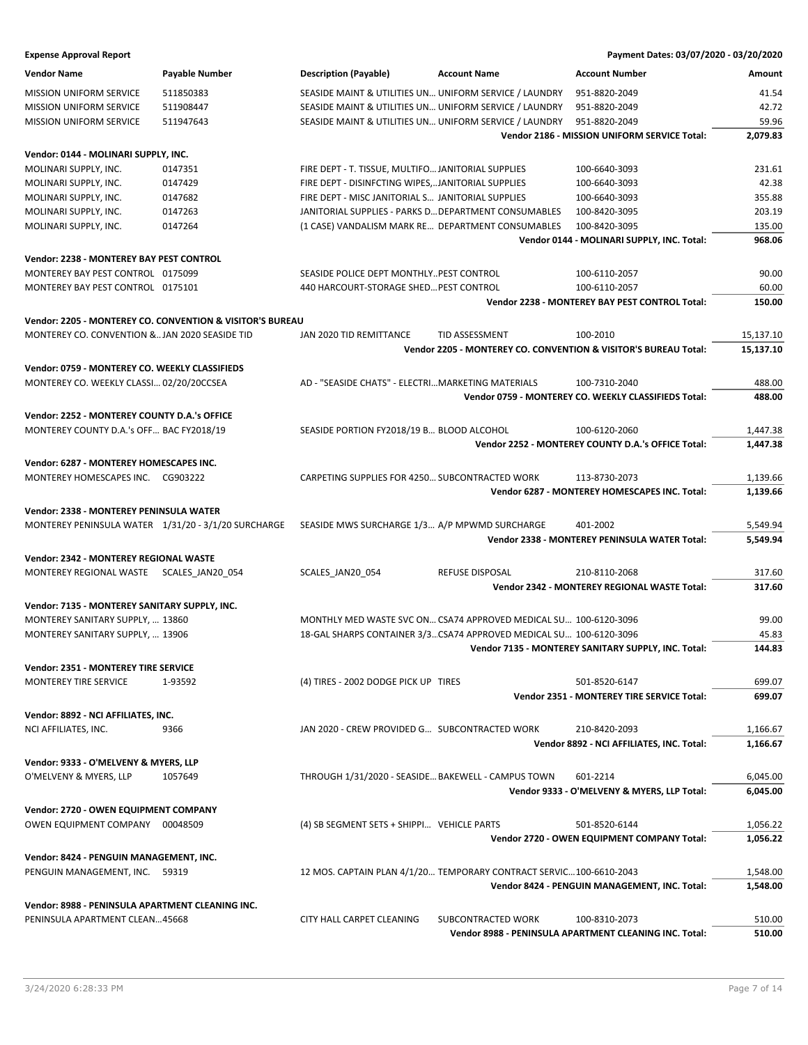**Expense Approval Report** | **Payment Dates: 03/07/2020 - 03/20/2020**

| Vendor Name | Payable Number | Description (Payable) | Account Name | Account Number | Amount |
|---|---|---|---|---|---|
| MISSION UNIFORM SERVICE | 511850383 | SEASIDE MAINT & UTILITIES UN... | UNIFORM SERVICE / LAUNDRY | 951-8820-2049 | 41.54 |
| MISSION UNIFORM SERVICE | 511908447 | SEASIDE MAINT & UTILITIES UN... | UNIFORM SERVICE / LAUNDRY | 951-8820-2049 | 42.72 |
| MISSION UNIFORM SERVICE | 511947643 | SEASIDE MAINT & UTILITIES UN... | UNIFORM SERVICE / LAUNDRY | 951-8820-2049 | 59.96 |
| | | | | **Vendor 2186 - MISSION UNIFORM SERVICE Total:** | **2,079.83** |
| **Vendor: 0144 - MOLINARI SUPPLY, INC.** | | | | | |
| MOLINARI SUPPLY, INC. | 0147351 | FIRE DEPT - T. TISSUE, MULTIFO... | JANITORIAL SUPPLIES | 100-6640-3093 | 231.61 |
| MOLINARI SUPPLY, INC. | 0147429 | FIRE DEPT - DISINFCTING WIPES,... | JANITORIAL SUPPLIES | 100-6640-3093 | 42.38 |
| MOLINARI SUPPLY, INC. | 0147682 | FIRE DEPT - MISC JANITORIAL S... | JANITORIAL SUPPLIES | 100-6640-3093 | 355.88 |
| MOLINARI SUPPLY, INC. | 0147263 | JANITORIAL SUPPLIES - PARKS D... | DEPARTMENT CONSUMABLES | 100-8420-3095 | 203.19 |
| MOLINARI SUPPLY, INC. | 0147264 | (1 CASE) VANDALISM MARK RE... | DEPARTMENT CONSUMABLES | 100-8420-3095 | 135.00 |
| | | | | **Vendor 0144 - MOLINARI SUPPLY, INC. Total:** | **968.06** |
| **Vendor: 2238 - MONTEREY BAY PEST CONTROL** | | | | | |
| MONTEREY BAY PEST CONTROL | 0175099 | SEASIDE POLICE DEPT MONTHLY... | PEST CONTROL | 100-6110-2057 | 90.00 |
| MONTEREY BAY PEST CONTROL | 0175101 | 440 HARCOURT-STORAGE SHED... | PEST CONTROL | 100-6110-2057 | 60.00 |
| | | | | **Vendor 2238 - MONTEREY BAY PEST CONTROL Total:** | **150.00** |
| **Vendor: 2205 - MONTEREY CO. CONVENTION & VISITOR'S BUREAU** | | | | | |
| MONTEREY CO. CONVENTION &... | JAN 2020 SEASIDE TID | JAN 2020 TID REMITTANCE | TID ASSESSMENT | 100-2010 | 15,137.10 |
| | | | | **Vendor 2205 - MONTEREY CO. CONVENTION & VISITOR'S BUREAU Total:** | **15,137.10** |
| **Vendor: 0759 - MONTEREY CO. WEEKLY CLASSIFIEDS** | | | | | |
| MONTEREY CO. WEEKLY CLASSI... | 02/20/20CCSEA | AD - "SEASIDE CHATS" - ELECTRI... | MARKETING MATERIALS | 100-7310-2040 | 488.00 |
| | | | | **Vendor 0759 - MONTEREY CO. WEEKLY CLASSIFIEDS Total:** | **488.00** |
| **Vendor: 2252 - MONTEREY COUNTY D.A.'s OFFICE** | | | | | |
| MONTEREY COUNTY D.A.'s OFF... | BAC FY2018/19 | SEASIDE PORTION FY2018/19 B... | BLOOD ALCOHOL | 100-6120-2060 | 1,447.38 |
| | | | | **Vendor 2252 - MONTEREY COUNTY D.A.'s OFFICE Total:** | **1,447.38** |
| **Vendor: 6287 - MONTEREY HOMESCAPES INC.** | | | | | |
| MONTEREY HOMESCAPES INC. | CG903222 | CARPETING SUPPLIES FOR 4250... | SUBCONTRACTED WORK | 113-8730-2073 | 1,139.66 |
| | | | | **Vendor 6287 - MONTEREY HOMESCAPES INC. Total:** | **1,139.66** |
| **Vendor: 2338 - MONTEREY PENINSULA WATER** | | | | | |
| MONTEREY PENINSULA WATER | 1/31/20 - 3/1/20 SURCHARGE | SEASIDE MWS SURCHARGE 1/3... | A/P MPWMD SURCHARGE | 401-2002 | 5,549.94 |
| | | | | **Vendor 2338 - MONTEREY PENINSULA WATER Total:** | **5,549.94** |
| **Vendor: 2342 - MONTEREY REGIONAL WASTE** | | | | | |
| MONTEREY REGIONAL WASTE | SCALES_JAN20_054 | SCALES_JAN20_054 | REFUSE DISPOSAL | 210-8110-2068 | 317.60 |
| | | | | **Vendor 2342 - MONTEREY REGIONAL WASTE Total:** | **317.60** |
| **Vendor: 7135 - MONTEREY SANITARY SUPPLY, INC.** | | | | | |
| MONTEREY SANITARY SUPPLY, ... | 13860 | MONTHLY MED WASTE SVC ON... | CSA74 APPROVED MEDICAL SU... | 100-6120-3096 | 99.00 |
| MONTEREY SANITARY SUPPLY, ... | 13906 | 18-GAL SHARPS CONTAINER 3/3... | CSA74 APPROVED MEDICAL SU... | 100-6120-3096 | 45.83 |
| | | | | **Vendor 7135 - MONTEREY SANITARY SUPPLY, INC. Total:** | **144.83** |
| **Vendor: 2351 - MONTEREY TIRE SERVICE** | | | | | |
| MONTEREY TIRE SERVICE | 1-93592 | (4) TIRES - 2002 DODGE PICK UP | TIRES | 501-8520-6147 | 699.07 |
| | | | | **Vendor 2351 - MONTEREY TIRE SERVICE Total:** | **699.07** |
| **Vendor: 8892 - NCI AFFILIATES, INC.** | | | | | |
| NCI AFFILIATES, INC. | 9366 | JAN 2020 - CREW PROVIDED G... | SUBCONTRACTED WORK | 210-8420-2093 | 1,166.67 |
| | | | | **Vendor 8892 - NCI AFFILIATES, INC. Total:** | **1,166.67** |
| **Vendor: 9333 - O'MELVENY & MYERS, LLP** | | | | | |
| O'MELVENY & MYERS, LLP | 1057649 | THROUGH 1/31/2020 - SEASIDE... | BAKEWELL - CAMPUS TOWN | 601-2214 | 6,045.00 |
| | | | | **Vendor 9333 - O'MELVENY & MYERS, LLP Total:** | **6,045.00** |
| **Vendor: 2720 - OWEN EQUIPMENT COMPANY** | | | | | |
| OWEN EQUIPMENT COMPANY | 00048509 | (4) SB SEGMENT SETS + SHIPPI... | VEHICLE PARTS | 501-8520-6144 | 1,056.22 |
| | | | | **Vendor 2720 - OWEN EQUIPMENT COMPANY Total:** | **1,056.22** |
| **Vendor: 8424 - PENGUIN MANAGEMENT, INC.** | | | | | |
| PENGUIN MANAGEMENT, INC. | 59319 | 12 MOS. CAPTAIN PLAN 4/1/20... | TEMPORARY CONTRACT SERVIC... | 100-6610-2043 | 1,548.00 |
| | | | | **Vendor 8424 - PENGUIN MANAGEMENT, INC. Total:** | **1,548.00** |
| **Vendor: 8988 - PENINSULA APARTMENT CLEANING INC.** | | | | | |
| PENINSULA APARTMENT CLEAN... | 45668 | CITY HALL CARPET CLEANING | SUBCONTRACTED WORK | 100-8310-2073 | 510.00 |
| | | | | **Vendor 8988 - PENINSULA APARTMENT CLEANING INC. Total:** | **510.00** |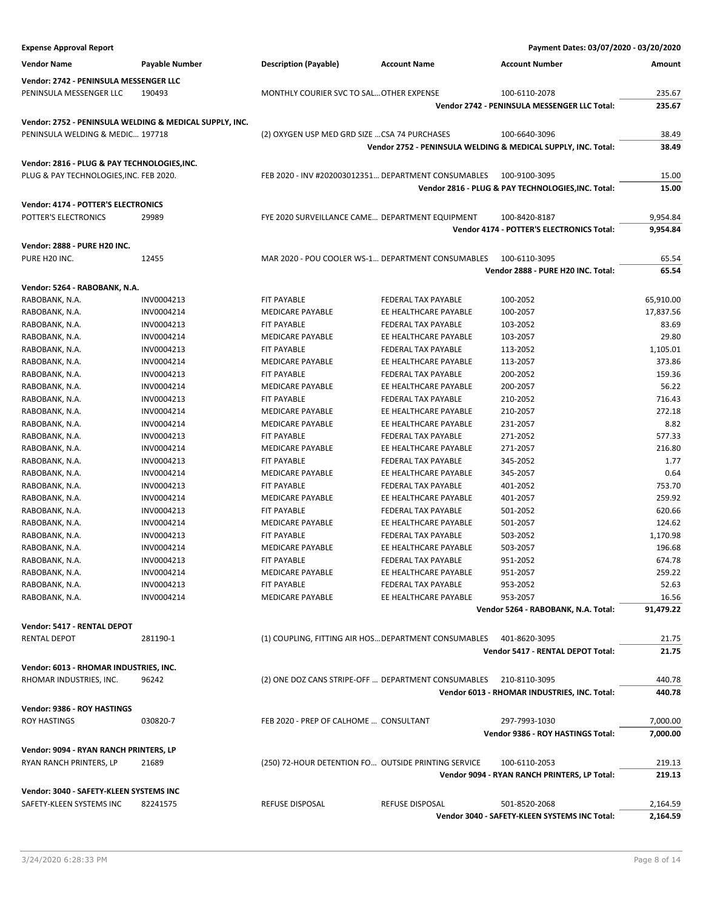**Expense Approval Report** — Payment Dates: 03/07/2020 - 03/20/2020

| Vendor Name | Payable Number | Description (Payable) | Account Name | Account Number | Amount |
|---|---|---|---|---|---|
| **Vendor: 2742 - PENINSULA MESSENGER LLC** | | | | | |
| PENINSULA MESSENGER LLC | 190493 | MONTHLY COURIER SVC TO SAL... | OTHER EXPENSE | 100-6110-2078 | 235.67 |
| | | | | **Vendor 2742 - PENINSULA MESSENGER LLC Total:** | **235.67** |
| **Vendor: 2752 - PENINSULA WELDING & MEDICAL SUPPLY, INC.** | | | | | |
| PENINSULA WELDING & MEDIC... | 197718 | (2) OXYGEN USP MED GRD SIZE ... | CSA 74 PURCHASES | 100-6640-3096 | 38.49 |
| | | | | **Vendor 2752 - PENINSULA WELDING & MEDICAL SUPPLY, INC. Total:** | **38.49** |
| **Vendor: 2816 - PLUG & PAY TECHNOLOGIES,INC.** | | | | | |
| PLUG & PAY TECHNOLOGIES,INC. | FEB 2020. | FEB 2020 - INV #202003012351... | DEPARTMENT CONSUMABLES | 100-9100-3095 | 15.00 |
| | | | | **Vendor 2816 - PLUG & PAY TECHNOLOGIES,INC. Total:** | **15.00** |
| **Vendor: 4174 - POTTER'S ELECTRONICS** | | | | | |
| POTTER'S ELECTRONICS | 29989 | FYE 2020 SURVEILLANCE CAME... | DEPARTMENT EQUIPMENT | 100-8420-8187 | 9,954.84 |
| | | | | **Vendor 4174 - POTTER'S ELECTRONICS Total:** | **9,954.84** |
| **Vendor: 2888 - PURE H20 INC.** | | | | | |
| PURE H20 INC. | 12455 | MAR 2020 - POU COOLER WS-1... | DEPARTMENT CONSUMABLES | 100-6110-3095 | 65.54 |
| | | | | **Vendor 2888 - PURE H20 INC. Total:** | **65.54** |
| **Vendor: 5264 - RABOBANK, N.A.** | | | | | |
| RABOBANK, N.A. | INV0004213 | FIT PAYABLE | FEDERAL TAX PAYABLE | 100-2052 | 65,910.00 |
| RABOBANK, N.A. | INV0004214 | MEDICARE PAYABLE | EE HEALTHCARE PAYABLE | 100-2057 | 17,837.56 |
| RABOBANK, N.A. | INV0004213 | FIT PAYABLE | FEDERAL TAX PAYABLE | 103-2052 | 83.69 |
| RABOBANK, N.A. | INV0004214 | MEDICARE PAYABLE | EE HEALTHCARE PAYABLE | 103-2057 | 29.80 |
| RABOBANK, N.A. | INV0004213 | FIT PAYABLE | FEDERAL TAX PAYABLE | 113-2052 | 1,105.01 |
| RABOBANK, N.A. | INV0004214 | MEDICARE PAYABLE | EE HEALTHCARE PAYABLE | 113-2057 | 373.86 |
| RABOBANK, N.A. | INV0004213 | FIT PAYABLE | FEDERAL TAX PAYABLE | 200-2052 | 159.36 |
| RABOBANK, N.A. | INV0004214 | MEDICARE PAYABLE | EE HEALTHCARE PAYABLE | 200-2057 | 56.22 |
| RABOBANK, N.A. | INV0004213 | FIT PAYABLE | FEDERAL TAX PAYABLE | 210-2052 | 716.43 |
| RABOBANK, N.A. | INV0004214 | MEDICARE PAYABLE | EE HEALTHCARE PAYABLE | 210-2057 | 272.18 |
| RABOBANK, N.A. | INV0004214 | MEDICARE PAYABLE | EE HEALTHCARE PAYABLE | 231-2057 | 8.82 |
| RABOBANK, N.A. | INV0004213 | FIT PAYABLE | FEDERAL TAX PAYABLE | 271-2052 | 577.33 |
| RABOBANK, N.A. | INV0004214 | MEDICARE PAYABLE | EE HEALTHCARE PAYABLE | 271-2057 | 216.80 |
| RABOBANK, N.A. | INV0004213 | FIT PAYABLE | FEDERAL TAX PAYABLE | 345-2052 | 1.77 |
| RABOBANK, N.A. | INV0004214 | MEDICARE PAYABLE | EE HEALTHCARE PAYABLE | 345-2057 | 0.64 |
| RABOBANK, N.A. | INV0004213 | FIT PAYABLE | FEDERAL TAX PAYABLE | 401-2052 | 753.70 |
| RABOBANK, N.A. | INV0004214 | MEDICARE PAYABLE | EE HEALTHCARE PAYABLE | 401-2057 | 259.92 |
| RABOBANK, N.A. | INV0004213 | FIT PAYABLE | FEDERAL TAX PAYABLE | 501-2052 | 620.66 |
| RABOBANK, N.A. | INV0004214 | MEDICARE PAYABLE | EE HEALTHCARE PAYABLE | 501-2057 | 124.62 |
| RABOBANK, N.A. | INV0004213 | FIT PAYABLE | FEDERAL TAX PAYABLE | 503-2052 | 1,170.98 |
| RABOBANK, N.A. | INV0004214 | MEDICARE PAYABLE | EE HEALTHCARE PAYABLE | 503-2057 | 196.68 |
| RABOBANK, N.A. | INV0004213 | FIT PAYABLE | FEDERAL TAX PAYABLE | 951-2052 | 674.78 |
| RABOBANK, N.A. | INV0004214 | MEDICARE PAYABLE | EE HEALTHCARE PAYABLE | 951-2057 | 259.22 |
| RABOBANK, N.A. | INV0004213 | FIT PAYABLE | FEDERAL TAX PAYABLE | 953-2052 | 52.63 |
| RABOBANK, N.A. | INV0004214 | MEDICARE PAYABLE | EE HEALTHCARE PAYABLE | 953-2057 | 16.56 |
| | | | | **Vendor 5264 - RABOBANK, N.A. Total:** | **91,479.22** |
| **Vendor: 5417 - RENTAL DEPOT** | | | | | |
| RENTAL DEPOT | 281190-1 | (1) COUPLING, FITTING AIR HOS... | DEPARTMENT CONSUMABLES | 401-8620-3095 | 21.75 |
| | | | | **Vendor 5417 - RENTAL DEPOT Total:** | **21.75** |
| **Vendor: 6013 - RHOMAR INDUSTRIES, INC.** | | | | | |
| RHOMAR INDUSTRIES, INC. | 96242 | (2) ONE DOZ CANS STRIPE-OFF ... | DEPARTMENT CONSUMABLES | 210-8110-3095 | 440.78 |
| | | | | **Vendor 6013 - RHOMAR INDUSTRIES, INC. Total:** | **440.78** |
| **Vendor: 9386 - ROY HASTINGS** | | | | | |
| ROY HASTINGS | 030820-7 | FEB 2020 - PREP OF CALHOME ... | CONSULTANT | 297-7993-1030 | 7,000.00 |
| | | | | **Vendor 9386 - ROY HASTINGS Total:** | **7,000.00** |
| **Vendor: 9094 - RYAN RANCH PRINTERS, LP** | | | | | |
| RYAN RANCH PRINTERS, LP | 21689 | (250) 72-HOUR DETENTION FO... | OUTSIDE PRINTING SERVICE | 100-6110-2053 | 219.13 |
| | | | | **Vendor 9094 - RYAN RANCH PRINTERS, LP Total:** | **219.13** |
| **Vendor: 3040 - SAFETY-KLEEN SYSTEMS INC** | | | | | |
| SAFETY-KLEEN SYSTEMS INC | 82241575 | REFUSE DISPOSAL | REFUSE DISPOSAL | 501-8520-2068 | 2,164.59 |
| | | | | **Vendor 3040 - SAFETY-KLEEN SYSTEMS INC Total:** | **2,164.59** |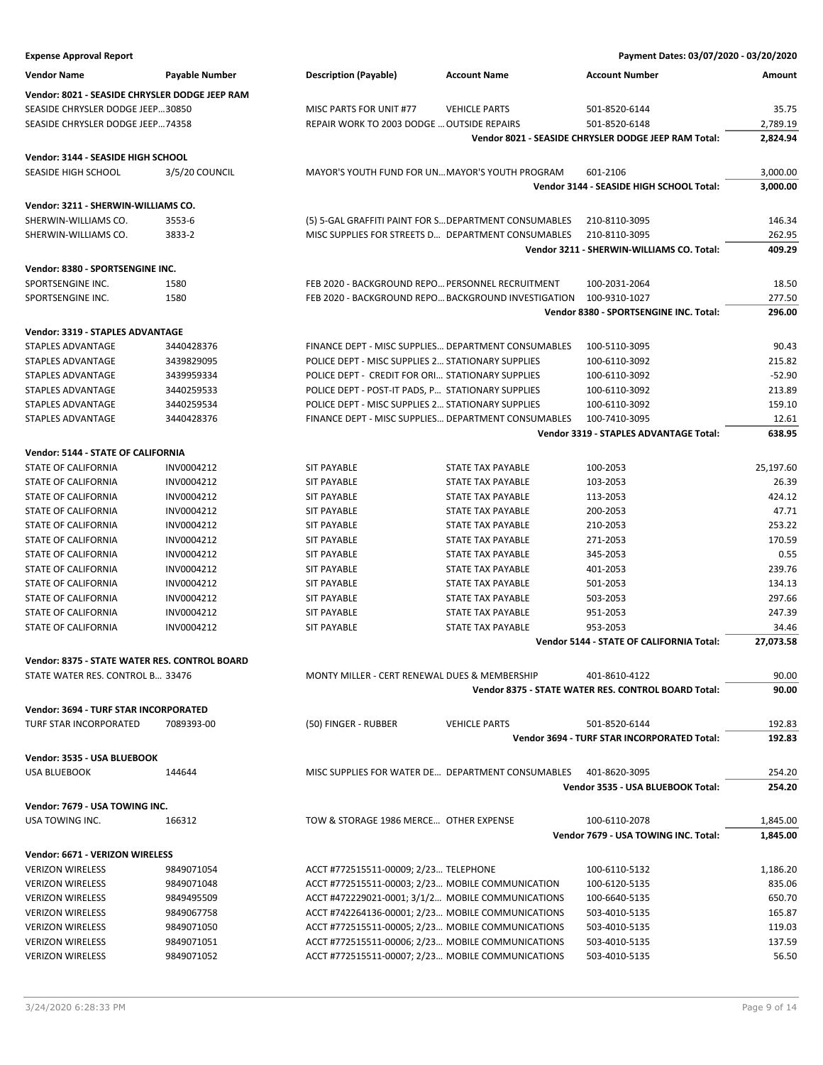**Expense Approval Report** — Payment Dates: 03/07/2020 - 03/20/2020

| Vendor Name | Payable Number | Description (Payable) | Account Name | Account Number | Amount |
|---|---|---|---|---|---|
| **Vendor: 8021 - SEASIDE CHRYSLER DODGE JEEP RAM** | | | | | |
| SEASIDE CHRYSLER DODGE JEEP… | 30850 | MISC PARTS FOR UNIT #77 | VEHICLE PARTS | 501-8520-6144 | 35.75 |
| SEASIDE CHRYSLER DODGE JEEP… | 74358 | REPAIR WORK TO 2003 DODGE … | OUTSIDE REPAIRS | 501-8520-6148 | 2,789.19 |
| | | | | **Vendor 8021 - SEASIDE CHRYSLER DODGE JEEP RAM Total:** | **2,824.94** |
| **Vendor: 3144 - SEASIDE HIGH SCHOOL** | | | | | |
| SEASIDE HIGH SCHOOL | 3/5/20 COUNCIL | MAYOR'S YOUTH FUND FOR UN… | MAYOR'S YOUTH PROGRAM | 601-2106 | 3,000.00 |
| | | | | **Vendor 3144 - SEASIDE HIGH SCHOOL Total:** | **3,000.00** |
| **Vendor: 3211 - SHERWIN-WILLIAMS CO.** | | | | | |
| SHERWIN-WILLIAMS CO. | 3553-6 | (5) 5-GAL GRAFFITI PAINT FOR S… | DEPARTMENT CONSUMABLES | 210-8110-3095 | 146.34 |
| SHERWIN-WILLIAMS CO. | 3833-2 | MISC SUPPLIES FOR STREETS D… | DEPARTMENT CONSUMABLES | 210-8110-3095 | 262.95 |
| | | | | **Vendor 3211 - SHERWIN-WILLIAMS CO. Total:** | **409.29** |
| **Vendor: 8380 - SPORTSENGINE INC.** | | | | | |
| SPORTSENGINE INC. | 1580 | FEB 2020 - BACKGROUND REPO… | PERSONNEL RECRUITMENT | 100-2031-2064 | 18.50 |
| SPORTSENGINE INC. | 1580 | FEB 2020 - BACKGROUND REPO… | BACKGROUND INVESTIGATION | 100-9310-1027 | 277.50 |
| | | | | **Vendor 8380 - SPORTSENGINE INC. Total:** | **296.00** |
| **Vendor: 3319 - STAPLES ADVANTAGE** | | | | | |
| STAPLES ADVANTAGE | 3440428376 | FINANCE DEPT - MISC SUPPLIES… | DEPARTMENT CONSUMABLES | 100-5110-3095 | 90.43 |
| STAPLES ADVANTAGE | 3439829095 | POLICE DEPT - MISC SUPPLIES 2… | STATIONARY SUPPLIES | 100-6110-3092 | 215.82 |
| STAPLES ADVANTAGE | 3439959334 | POLICE DEPT - CREDIT FOR ORI… | STATIONARY SUPPLIES | 100-6110-3092 | -52.90 |
| STAPLES ADVANTAGE | 3440259533 | POLICE DEPT - POST-IT PADS, P… | STATIONARY SUPPLIES | 100-6110-3092 | 213.89 |
| STAPLES ADVANTAGE | 3440259534 | POLICE DEPT - MISC SUPPLIES 2… | STATIONARY SUPPLIES | 100-6110-3092 | 159.10 |
| STAPLES ADVANTAGE | 3440428376 | FINANCE DEPT - MISC SUPPLIES… | DEPARTMENT CONSUMABLES | 100-7410-3095 | 12.61 |
| | | | | **Vendor 3319 - STAPLES ADVANTAGE Total:** | **638.95** |
| **Vendor: 5144 - STATE OF CALIFORNIA** | | | | | |
| STATE OF CALIFORNIA | INV0004212 | SIT PAYABLE | STATE TAX PAYABLE | 100-2053 | 25,197.60 |
| STATE OF CALIFORNIA | INV0004212 | SIT PAYABLE | STATE TAX PAYABLE | 103-2053 | 26.39 |
| STATE OF CALIFORNIA | INV0004212 | SIT PAYABLE | STATE TAX PAYABLE | 113-2053 | 424.12 |
| STATE OF CALIFORNIA | INV0004212 | SIT PAYABLE | STATE TAX PAYABLE | 200-2053 | 47.71 |
| STATE OF CALIFORNIA | INV0004212 | SIT PAYABLE | STATE TAX PAYABLE | 210-2053 | 253.22 |
| STATE OF CALIFORNIA | INV0004212 | SIT PAYABLE | STATE TAX PAYABLE | 271-2053 | 170.59 |
| STATE OF CALIFORNIA | INV0004212 | SIT PAYABLE | STATE TAX PAYABLE | 345-2053 | 0.55 |
| STATE OF CALIFORNIA | INV0004212 | SIT PAYABLE | STATE TAX PAYABLE | 401-2053 | 239.76 |
| STATE OF CALIFORNIA | INV0004212 | SIT PAYABLE | STATE TAX PAYABLE | 501-2053 | 134.13 |
| STATE OF CALIFORNIA | INV0004212 | SIT PAYABLE | STATE TAX PAYABLE | 503-2053 | 297.66 |
| STATE OF CALIFORNIA | INV0004212 | SIT PAYABLE | STATE TAX PAYABLE | 951-2053 | 247.39 |
| STATE OF CALIFORNIA | INV0004212 | SIT PAYABLE | STATE TAX PAYABLE | 953-2053 | 34.46 |
| | | | | **Vendor 5144 - STATE OF CALIFORNIA Total:** | **27,073.58** |
| **Vendor: 8375 - STATE WATER RES. CONTROL BOARD** | | | | | |
| STATE WATER RES. CONTROL B… | 33476 | MONTY MILLER - CERT RENEWAL | DUES & MEMBERSHIP | 401-8610-4122 | 90.00 |
| | | | | **Vendor 8375 - STATE WATER RES. CONTROL BOARD Total:** | **90.00** |
| **Vendor: 3694 - TURF STAR INCORPORATED** | | | | | |
| TURF STAR INCORPORATED | 7089393-00 | (50) FINGER - RUBBER | VEHICLE PARTS | 501-8520-6144 | 192.83 |
| | | | | **Vendor 3694 - TURF STAR INCORPORATED Total:** | **192.83** |
| **Vendor: 3535 - USA BLUEBOOK** | | | | | |
| USA BLUEBOOK | 144644 | MISC SUPPLIES FOR WATER DE… | DEPARTMENT CONSUMABLES | 401-8620-3095 | 254.20 |
| | | | | **Vendor 3535 - USA BLUEBOOK Total:** | **254.20** |
| **Vendor: 7679 - USA TOWING INC.** | | | | | |
| USA TOWING INC. | 166312 | TOW & STORAGE 1986 MERCE… | OTHER EXPENSE | 100-6110-2078 | 1,845.00 |
| | | | | **Vendor 7679 - USA TOWING INC. Total:** | **1,845.00** |
| **Vendor: 6671 - VERIZON WIRELESS** | | | | | |
| VERIZON WIRELESS | 9849071054 | ACCT #772515511-00009; 2/23… | TELEPHONE | 100-6110-5132 | 1,186.20 |
| VERIZON WIRELESS | 9849071048 | ACCT #772515511-00003; 2/23… | MOBILE COMMUNICATION | 100-6120-5135 | 835.06 |
| VERIZON WIRELESS | 9849495509 | ACCT #472229021-0001; 3/1/2… | MOBILE COMMUNICATIONS | 100-6640-5135 | 650.70 |
| VERIZON WIRELESS | 9849067758 | ACCT #742264136-00001; 2/23… | MOBILE COMMUNICATIONS | 503-4010-5135 | 165.87 |
| VERIZON WIRELESS | 9849071050 | ACCT #772515511-00005; 2/23… | MOBILE COMMUNICATIONS | 503-4010-5135 | 119.03 |
| VERIZON WIRELESS | 9849071051 | ACCT #772515511-00006; 2/23… | MOBILE COMMUNICATIONS | 503-4010-5135 | 137.59 |
| VERIZON WIRELESS | 9849071052 | ACCT #772515511-00007; 2/23… | MOBILE COMMUNICATIONS | 503-4010-5135 | 56.50 |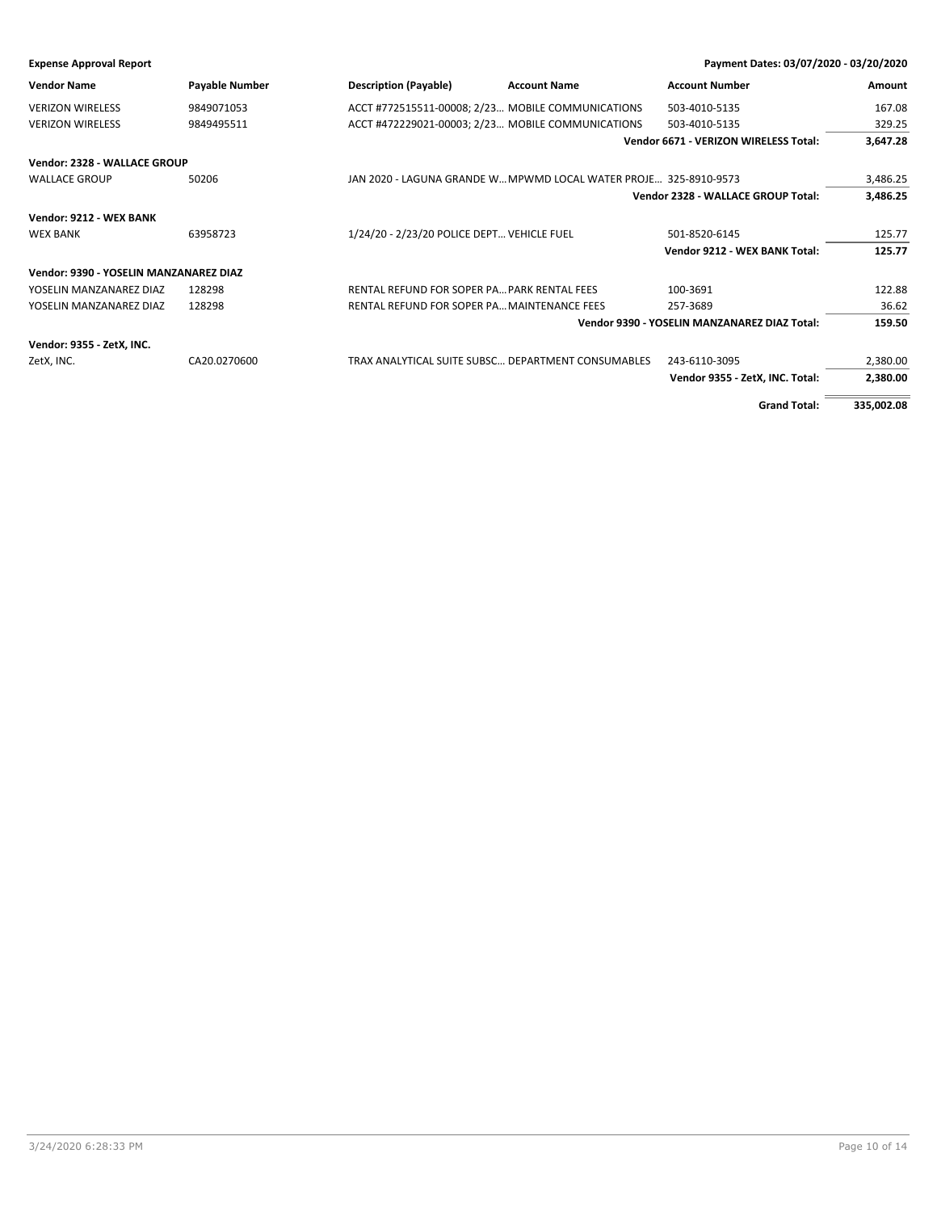**Expense Approval Report** | Payment Dates: 03/07/2020 - 03/20/2020

| Vendor Name | Payable Number | Description (Payable) | Account Name | Account Number | Amount |
|---|---|---|---|---|---|
| VERIZON WIRELESS | 9849071053 | ACCT #772515511-00008; 2/23... | MOBILE COMMUNICATIONS | 503-4010-5135 | 167.08 |
| VERIZON WIRELESS | 9849495511 | ACCT #472229021-00003; 2/23... | MOBILE COMMUNICATIONS | 503-4010-5135 | 329.25 |
| | | | | **Vendor 6671 - VERIZON WIRELESS Total:** | **3,647.28** |
| **Vendor: 2328 - WALLACE GROUP** | | | | | |
| WALLACE GROUP | 50206 | JAN 2020 - LAGUNA GRANDE W... | MPWMD LOCAL WATER PROJE... | 325-8910-9573 | 3,486.25 |
| | | | | **Vendor 2328 - WALLACE GROUP Total:** | **3,486.25** |
| **Vendor: 9212 - WEX BANK** | | | | | |
| WEX BANK | 63958723 | 1/24/20 - 2/23/20 POLICE DEPT... | VEHICLE FUEL | 501-8520-6145 | 125.77 |
| | | | | **Vendor 9212 - WEX BANK Total:** | **125.77** |
| **Vendor: 9390 - YOSELIN MANZANAREZ DIAZ** | | | | | |
| YOSELIN MANZANAREZ DIAZ | 128298 | RENTAL REFUND FOR SOPER PA... | PARK RENTAL FEES | 100-3691 | 122.88 |
| YOSELIN MANZANAREZ DIAZ | 128298 | RENTAL REFUND FOR SOPER PA... | MAINTENANCE FEES | 257-3689 | 36.62 |
| | | | | **Vendor 9390 - YOSELIN MANZANAREZ DIAZ Total:** | **159.50** |
| **Vendor: 9355 - ZetX, INC.** | | | | | |
| ZetX, INC. | CA20.0270600 | TRAX ANALYTICAL SUITE SUBSC... | DEPARTMENT CONSUMABLES | 243-6110-3095 | 2,380.00 |
| | | | | **Vendor 9355 - ZetX, INC. Total:** | **2,380.00** |
| | | | | **Grand Total:** | **335,002.08** |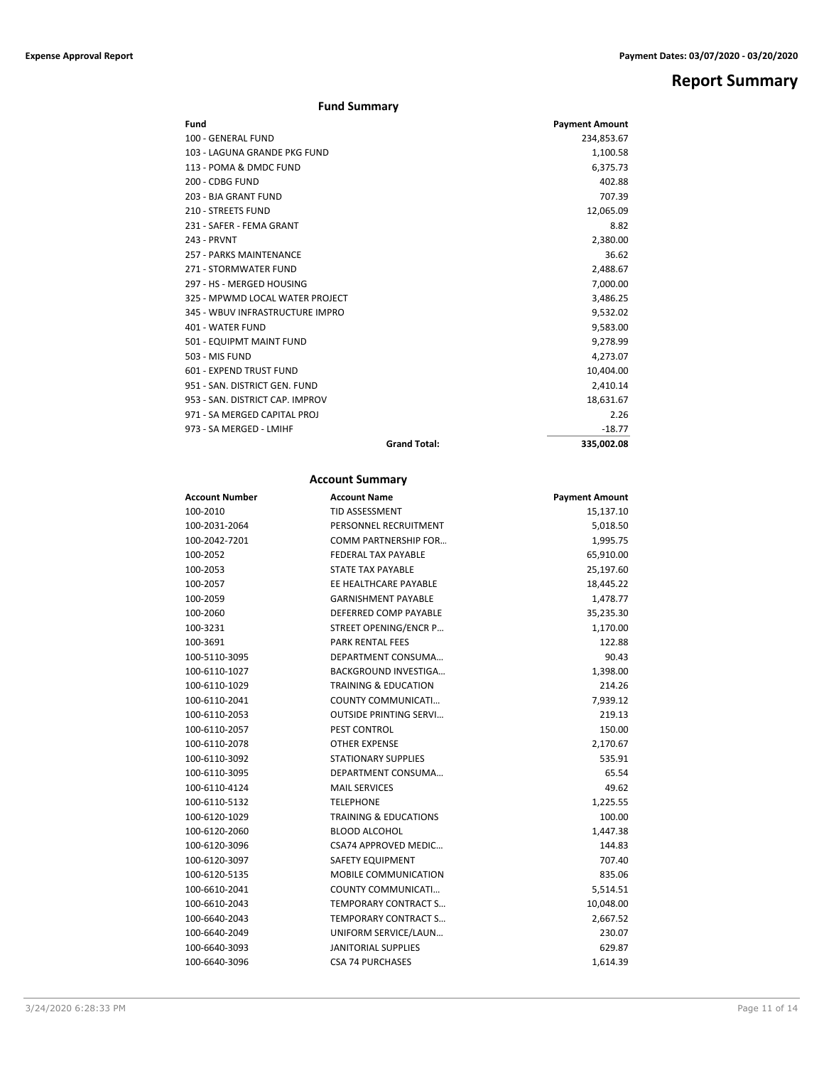# Report Summary

## Fund Summary

| Fund | Payment Amount |
|---|---|
| 100 - GENERAL FUND | 234,853.67 |
| 103 - LAGUNA GRANDE PKG FUND | 1,100.58 |
| 113 - POMA & DMDC FUND | 6,375.73 |
| 200 - CDBG FUND | 402.88 |
| 203 - BJA GRANT FUND | 707.39 |
| 210 - STREETS FUND | 12,065.09 |
| 231 - SAFER - FEMA GRANT | 8.82 |
| 243 - PRVNT | 2,380.00 |
| 257 - PARKS MAINTENANCE | 36.62 |
| 271 - STORMWATER FUND | 2,488.67 |
| 297 - HS - MERGED HOUSING | 7,000.00 |
| 325 - MPWMD LOCAL WATER PROJECT | 3,486.25 |
| 345 - WBUV INFRASTRUCTURE IMPRO | 9,532.02 |
| 401 - WATER FUND | 9,583.00 |
| 501 - EQUIPMT MAINT FUND | 9,278.99 |
| 503 - MIS FUND | 4,273.07 |
| 601 - EXPEND TRUST FUND | 10,404.00 |
| 951 - SAN. DISTRICT GEN. FUND | 2,410.14 |
| 953 - SAN. DISTRICT CAP. IMPROV | 18,631.67 |
| 971 - SA MERGED CAPITAL PROJ | 2.26 |
| 973 - SA MERGED - LMIHF | -18.77 |
| **Grand Total:** | **335,002.08** |

## Account Summary

| Account Number | Account Name | Payment Amount |
|---|---|---|
| 100-2010 | TID ASSESSMENT | 15,137.10 |
| 100-2031-2064 | PERSONNEL RECRUITMENT | 5,018.50 |
| 100-2042-7201 | COMM PARTNERSHIP FOR… | 1,995.75 |
| 100-2052 | FEDERAL TAX PAYABLE | 65,910.00 |
| 100-2053 | STATE TAX PAYABLE | 25,197.60 |
| 100-2057 | EE HEALTHCARE PAYABLE | 18,445.22 |
| 100-2059 | GARNISHMENT PAYABLE | 1,478.77 |
| 100-2060 | DEFERRED COMP PAYABLE | 35,235.30 |
| 100-3231 | STREET OPENING/ENCR P… | 1,170.00 |
| 100-3691 | PARK RENTAL FEES | 122.88 |
| 100-5110-3095 | DEPARTMENT CONSUMA… | 90.43 |
| 100-6110-1027 | BACKGROUND INVESTIGA… | 1,398.00 |
| 100-6110-1029 | TRAINING & EDUCATION | 214.26 |
| 100-6110-2041 | COUNTY COMMUNICATI… | 7,939.12 |
| 100-6110-2053 | OUTSIDE PRINTING SERVI… | 219.13 |
| 100-6110-2057 | PEST CONTROL | 150.00 |
| 100-6110-2078 | OTHER EXPENSE | 2,170.67 |
| 100-6110-3092 | STATIONARY SUPPLIES | 535.91 |
| 100-6110-3095 | DEPARTMENT CONSUMA… | 65.54 |
| 100-6110-4124 | MAIL SERVICES | 49.62 |
| 100-6110-5132 | TELEPHONE | 1,225.55 |
| 100-6120-1029 | TRAINING & EDUCATIONS | 100.00 |
| 100-6120-2060 | BLOOD ALCOHOL | 1,447.38 |
| 100-6120-3096 | CSA74 APPROVED MEDIC… | 144.83 |
| 100-6120-3097 | SAFETY EQUIPMENT | 707.40 |
| 100-6120-5135 | MOBILE COMMUNICATION | 835.06 |
| 100-6610-2041 | COUNTY COMMUNICATI… | 5,514.51 |
| 100-6610-2043 | TEMPORARY CONTRACT S… | 10,048.00 |
| 100-6640-2043 | TEMPORARY CONTRACT S… | 2,667.52 |
| 100-6640-2049 | UNIFORM SERVICE/LAUN… | 230.07 |
| 100-6640-3093 | JANITORIAL SUPPLIES | 629.87 |
| 100-6640-3096 | CSA 74 PURCHASES | 1,614.39 |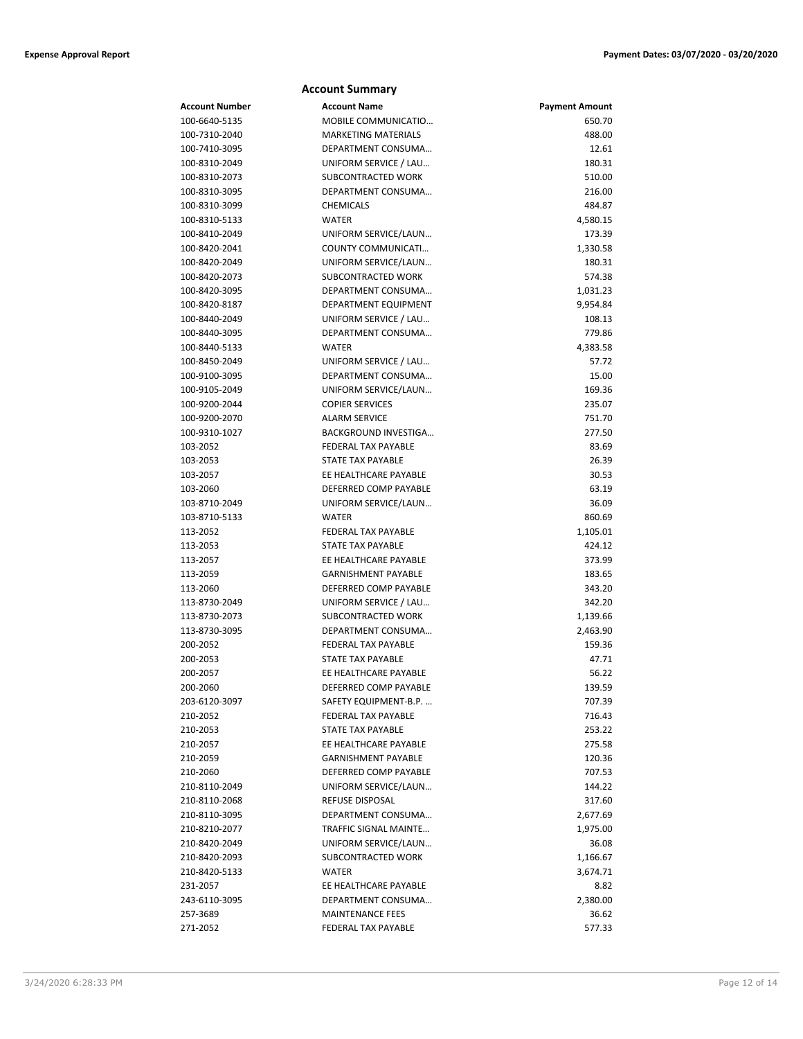## Account Summary

| Account Number | Account Name | Payment Amount |
|---|---|---|
| 100-6640-5135 | MOBILE COMMUNICATIO… | 650.70 |
| 100-7310-2040 | MARKETING MATERIALS | 488.00 |
| 100-7410-3095 | DEPARTMENT CONSUMA… | 12.61 |
| 100-8310-2049 | UNIFORM SERVICE / LAU… | 180.31 |
| 100-8310-2073 | SUBCONTRACTED WORK | 510.00 |
| 100-8310-3095 | DEPARTMENT CONSUMA… | 216.00 |
| 100-8310-3099 | CHEMICALS | 484.87 |
| 100-8310-5133 | WATER | 4,580.15 |
| 100-8410-2049 | UNIFORM SERVICE/LAUN… | 173.39 |
| 100-8420-2041 | COUNTY COMMUNICATI… | 1,330.58 |
| 100-8420-2049 | UNIFORM SERVICE/LAUN… | 180.31 |
| 100-8420-2073 | SUBCONTRACTED WORK | 574.38 |
| 100-8420-3095 | DEPARTMENT CONSUMA… | 1,031.23 |
| 100-8420-8187 | DEPARTMENT EQUIPMENT | 9,954.84 |
| 100-8440-2049 | UNIFORM SERVICE / LAU… | 108.13 |
| 100-8440-3095 | DEPARTMENT CONSUMA… | 779.86 |
| 100-8440-5133 | WATER | 4,383.58 |
| 100-8450-2049 | UNIFORM SERVICE / LAU… | 57.72 |
| 100-9100-3095 | DEPARTMENT CONSUMA… | 15.00 |
| 100-9105-2049 | UNIFORM SERVICE/LAUN… | 169.36 |
| 100-9200-2044 | COPIER SERVICES | 235.07 |
| 100-9200-2070 | ALARM SERVICE | 751.70 |
| 100-9310-1027 | BACKGROUND INVESTIGA… | 277.50 |
| 103-2052 | FEDERAL TAX PAYABLE | 83.69 |
| 103-2053 | STATE TAX PAYABLE | 26.39 |
| 103-2057 | EE HEALTHCARE PAYABLE | 30.53 |
| 103-2060 | DEFERRED COMP PAYABLE | 63.19 |
| 103-8710-2049 | UNIFORM SERVICE/LAUN… | 36.09 |
| 103-8710-5133 | WATER | 860.69 |
| 113-2052 | FEDERAL TAX PAYABLE | 1,105.01 |
| 113-2053 | STATE TAX PAYABLE | 424.12 |
| 113-2057 | EE HEALTHCARE PAYABLE | 373.99 |
| 113-2059 | GARNISHMENT PAYABLE | 183.65 |
| 113-2060 | DEFERRED COMP PAYABLE | 343.20 |
| 113-8730-2049 | UNIFORM SERVICE / LAU… | 342.20 |
| 113-8730-2073 | SUBCONTRACTED WORK | 1,139.66 |
| 113-8730-3095 | DEPARTMENT CONSUMA… | 2,463.90 |
| 200-2052 | FEDERAL TAX PAYABLE | 159.36 |
| 200-2053 | STATE TAX PAYABLE | 47.71 |
| 200-2057 | EE HEALTHCARE PAYABLE | 56.22 |
| 200-2060 | DEFERRED COMP PAYABLE | 139.59 |
| 203-6120-3097 | SAFETY EQUIPMENT-B.P. … | 707.39 |
| 210-2052 | FEDERAL TAX PAYABLE | 716.43 |
| 210-2053 | STATE TAX PAYABLE | 253.22 |
| 210-2057 | EE HEALTHCARE PAYABLE | 275.58 |
| 210-2059 | GARNISHMENT PAYABLE | 120.36 |
| 210-2060 | DEFERRED COMP PAYABLE | 707.53 |
| 210-8110-2049 | UNIFORM SERVICE/LAUN… | 144.22 |
| 210-8110-2068 | REFUSE DISPOSAL | 317.60 |
| 210-8110-3095 | DEPARTMENT CONSUMA… | 2,677.69 |
| 210-8210-2077 | TRAFFIC SIGNAL MAINTE… | 1,975.00 |
| 210-8420-2049 | UNIFORM SERVICE/LAUN… | 36.08 |
| 210-8420-2093 | SUBCONTRACTED WORK | 1,166.67 |
| 210-8420-5133 | WATER | 3,674.71 |
| 231-2057 | EE HEALTHCARE PAYABLE | 8.82 |
| 243-6110-3095 | DEPARTMENT CONSUMA… | 2,380.00 |
| 257-3689 | MAINTENANCE FEES | 36.62 |
| 271-2052 | FEDERAL TAX PAYABLE | 577.33 |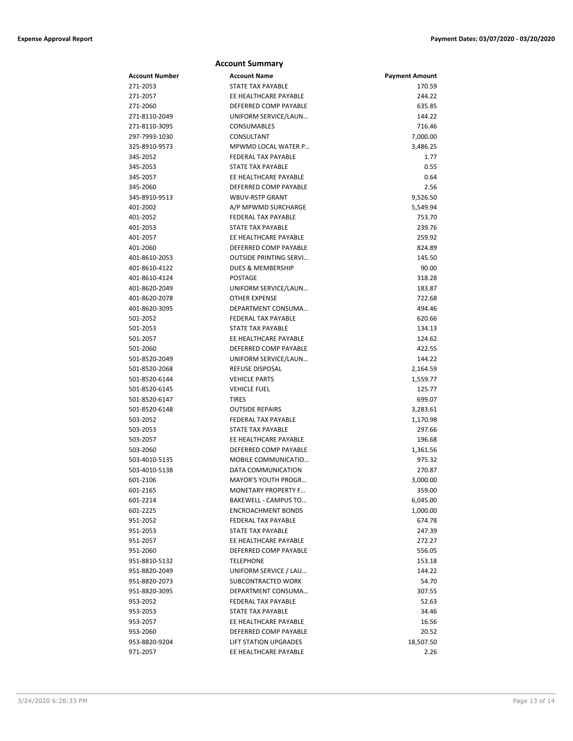## Account Summary

| Account Number | Account Name | Payment Amount |
|---|---|---|
| 271-2053 | STATE TAX PAYABLE | 170.59 |
| 271-2057 | EE HEALTHCARE PAYABLE | 244.22 |
| 271-2060 | DEFERRED COMP PAYABLE | 635.85 |
| 271-8110-2049 | UNIFORM SERVICE/LAUN… | 144.22 |
| 271-8110-3095 | CONSUMABLES | 716.46 |
| 297-7993-1030 | CONSULTANT | 7,000.00 |
| 325-8910-9573 | MPWMD LOCAL WATER P… | 3,486.25 |
| 345-2052 | FEDERAL TAX PAYABLE | 1.77 |
| 345-2053 | STATE TAX PAYABLE | 0.55 |
| 345-2057 | EE HEALTHCARE PAYABLE | 0.64 |
| 345-2060 | DEFERRED COMP PAYABLE | 2.56 |
| 345-8910-9513 | WBUV-RSTP GRANT | 9,526.50 |
| 401-2002 | A/P MPWMD SURCHARGE | 5,549.94 |
| 401-2052 | FEDERAL TAX PAYABLE | 753.70 |
| 401-2053 | STATE TAX PAYABLE | 239.76 |
| 401-2057 | EE HEALTHCARE PAYABLE | 259.92 |
| 401-2060 | DEFERRED COMP PAYABLE | 824.89 |
| 401-8610-2053 | OUTSIDE PRINTING SERVI… | 145.50 |
| 401-8610-4122 | DUES & MEMBERSHIP | 90.00 |
| 401-8610-4124 | POSTAGE | 318.28 |
| 401-8620-2049 | UNIFORM SERVICE/LAUN… | 183.87 |
| 401-8620-2078 | OTHER EXPENSE | 722.68 |
| 401-8620-3095 | DEPARTMENT CONSUMA… | 494.46 |
| 501-2052 | FEDERAL TAX PAYABLE | 620.66 |
| 501-2053 | STATE TAX PAYABLE | 134.13 |
| 501-2057 | EE HEALTHCARE PAYABLE | 124.62 |
| 501-2060 | DEFERRED COMP PAYABLE | 422.55 |
| 501-8520-2049 | UNIFORM SERVICE/LAUN… | 144.22 |
| 501-8520-2068 | REFUSE DISPOSAL | 2,164.59 |
| 501-8520-6144 | VEHICLE PARTS | 1,559.77 |
| 501-8520-6145 | VEHICLE FUEL | 125.77 |
| 501-8520-6147 | TIRES | 699.07 |
| 501-8520-6148 | OUTSIDE REPAIRS | 3,283.61 |
| 503-2052 | FEDERAL TAX PAYABLE | 1,170.98 |
| 503-2053 | STATE TAX PAYABLE | 297.66 |
| 503-2057 | EE HEALTHCARE PAYABLE | 196.68 |
| 503-2060 | DEFERRED COMP PAYABLE | 1,361.56 |
| 503-4010-5135 | MOBILE COMMUNICATIO… | 975.32 |
| 503-4010-5138 | DATA COMMUNICATION | 270.87 |
| 601-2106 | MAYOR'S YOUTH PROGR… | 3,000.00 |
| 601-2165 | MONETARY PROPERTY F… | 359.00 |
| 601-2214 | BAKEWELL - CAMPUS TO… | 6,045.00 |
| 601-2225 | ENCROACHMENT BONDS | 1,000.00 |
| 951-2052 | FEDERAL TAX PAYABLE | 674.78 |
| 951-2053 | STATE TAX PAYABLE | 247.39 |
| 951-2057 | EE HEALTHCARE PAYABLE | 272.27 |
| 951-2060 | DEFERRED COMP PAYABLE | 556.05 |
| 951-8810-5132 | TELEPHONE | 153.18 |
| 951-8820-2049 | UNIFORM SERVICE / LAU… | 144.22 |
| 951-8820-2073 | SUBCONTRACTED WORK | 54.70 |
| 951-8820-3095 | DEPARTMENT CONSUMA… | 307.55 |
| 953-2052 | FEDERAL TAX PAYABLE | 52.63 |
| 953-2053 | STATE TAX PAYABLE | 34.46 |
| 953-2057 | EE HEALTHCARE PAYABLE | 16.56 |
| 953-2060 | DEFERRED COMP PAYABLE | 20.52 |
| 953-8820-9204 | LIFT STATION UPGRADES | 18,507.50 |
| 971-2057 | EE HEALTHCARE PAYABLE | 2.26 |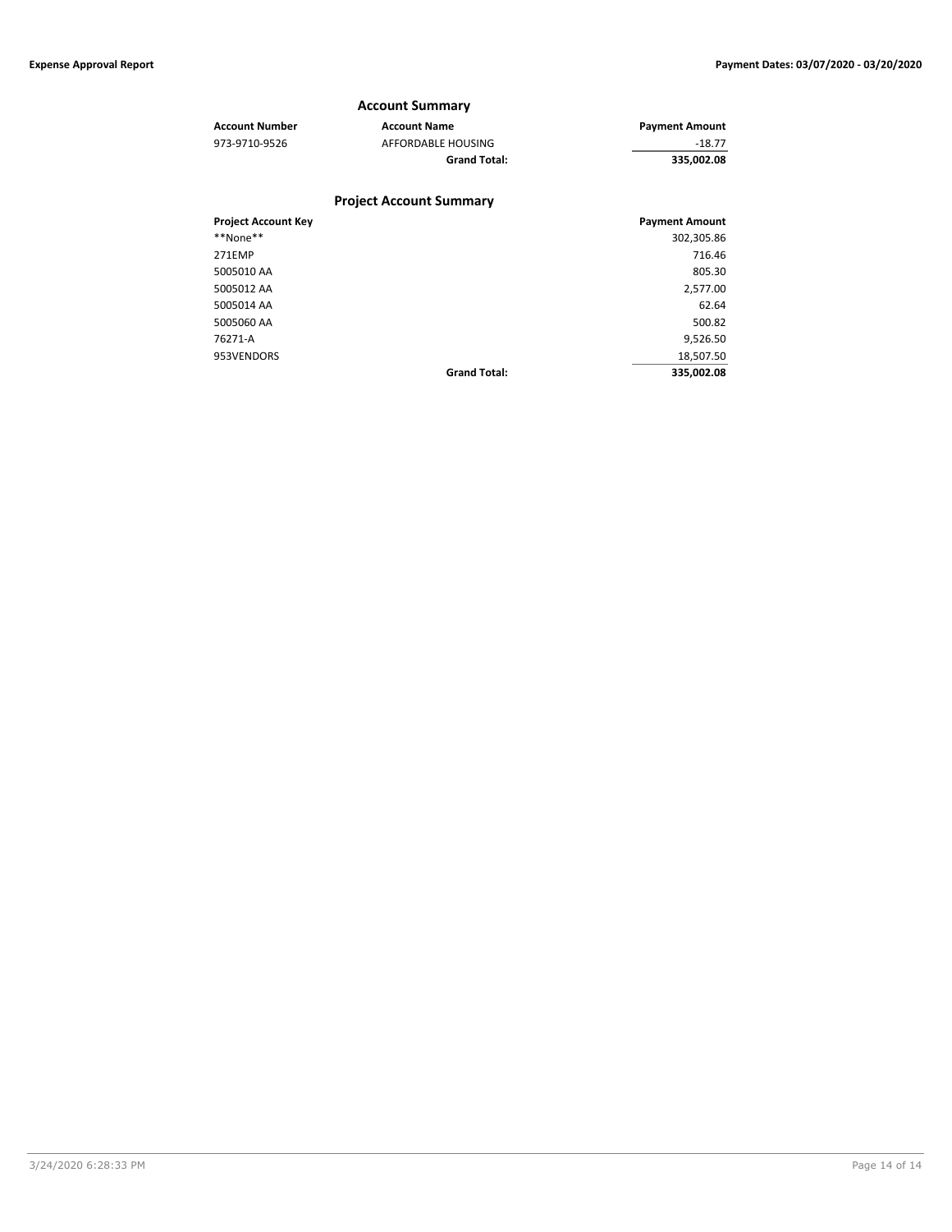## Account Summary

| Account Number | Account Name | Payment Amount |
|---|---|---|
| 973-9710-9526 | AFFORDABLE HOUSING | -18.77 |
| | **Grand Total:** | **335,002.08** |

## Project Account Summary

| Project Account Key | | Payment Amount |
|---|---|---|
| **None** | | 302,305.86 |
| 271EMP | | 716.46 |
| 5005010 AA | | 805.30 |
| 5005012 AA | | 2,577.00 |
| 5005014 AA | | 62.64 |
| 5005060 AA | | 500.82 |
| 76271-A | | 9,526.50 |
| 953VENDORS | | 18,507.50 |
| | **Grand Total:** | **335,002.08** |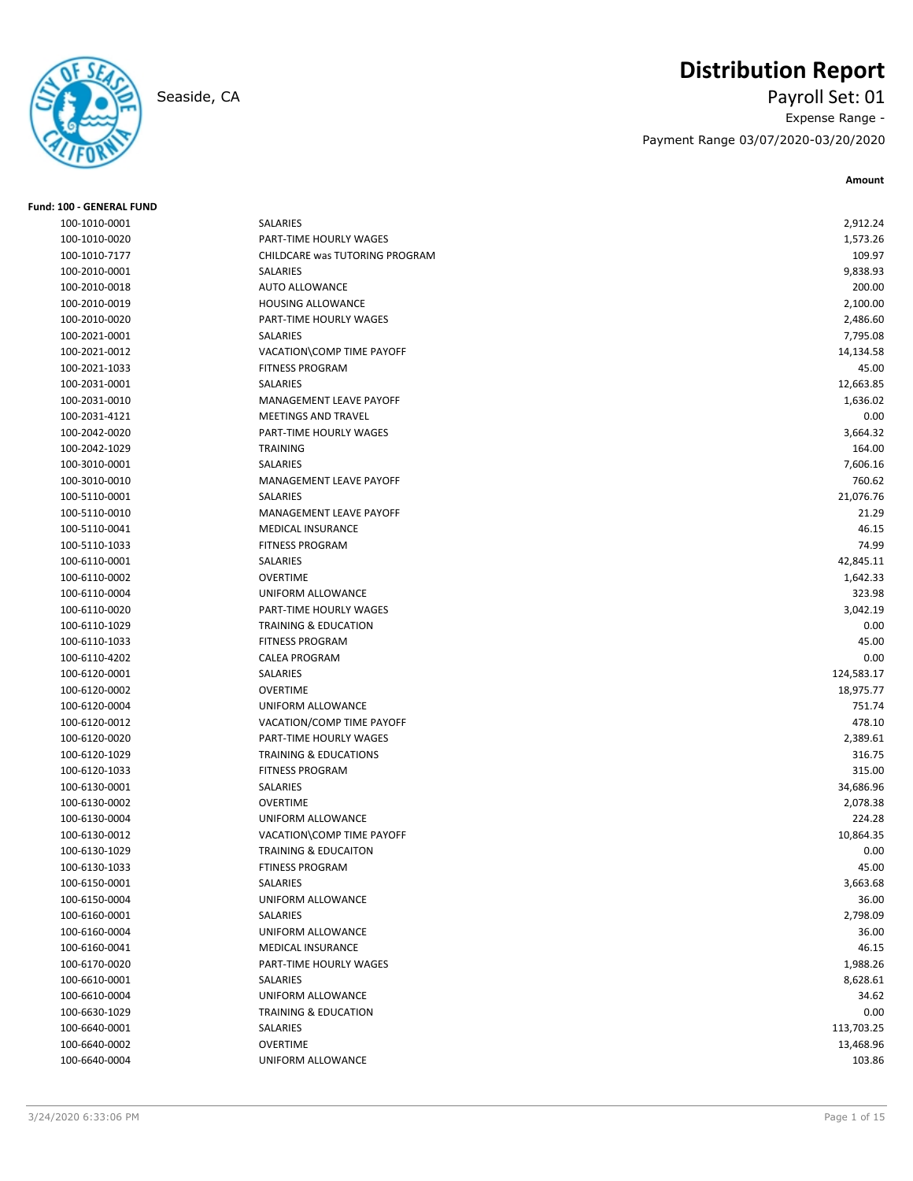# Distribution Report

Seaside, CA

Payroll Set: 01

Expense Range -

Payment Range 03/07/2020-03/20/2020

**Fund: 100 - GENERAL FUND**

| Account | Description | Amount |
|---|---|---|
| 100-1010-0001 | SALARIES | 2,912.24 |
| 100-1010-0020 | PART-TIME HOURLY WAGES | 1,573.26 |
| 100-1010-7177 | CHILDCARE was TUTORING PROGRAM | 109.97 |
| 100-2010-0001 | SALARIES | 9,838.93 |
| 100-2010-0018 | AUTO ALLOWANCE | 200.00 |
| 100-2010-0019 | HOUSING ALLOWANCE | 2,100.00 |
| 100-2010-0020 | PART-TIME HOURLY WAGES | 2,486.60 |
| 100-2021-0001 | SALARIES | 7,795.08 |
| 100-2021-0012 | VACATION\COMP TIME PAYOFF | 14,134.58 |
| 100-2021-1033 | FITNESS PROGRAM | 45.00 |
| 100-2031-0001 | SALARIES | 12,663.85 |
| 100-2031-0010 | MANAGEMENT LEAVE PAYOFF | 1,636.02 |
| 100-2031-4121 | MEETINGS AND TRAVEL | 0.00 |
| 100-2042-0020 | PART-TIME HOURLY WAGES | 3,664.32 |
| 100-2042-1029 | TRAINING | 164.00 |
| 100-3010-0001 | SALARIES | 7,606.16 |
| 100-3010-0010 | MANAGEMENT LEAVE PAYOFF | 760.62 |
| 100-5110-0001 | SALARIES | 21,076.76 |
| 100-5110-0010 | MANAGEMENT LEAVE PAYOFF | 21.29 |
| 100-5110-0041 | MEDICAL INSURANCE | 46.15 |
| 100-5110-1033 | FITNESS PROGRAM | 74.99 |
| 100-6110-0001 | SALARIES | 42,845.11 |
| 100-6110-0002 | OVERTIME | 1,642.33 |
| 100-6110-0004 | UNIFORM ALLOWANCE | 323.98 |
| 100-6110-0020 | PART-TIME HOURLY WAGES | 3,042.19 |
| 100-6110-1029 | TRAINING & EDUCATION | 0.00 |
| 100-6110-1033 | FITNESS PROGRAM | 45.00 |
| 100-6110-4202 | CALEA PROGRAM | 0.00 |
| 100-6120-0001 | SALARIES | 124,583.17 |
| 100-6120-0002 | OVERTIME | 18,975.77 |
| 100-6120-0004 | UNIFORM ALLOWANCE | 751.74 |
| 100-6120-0012 | VACATION/COMP TIME PAYOFF | 478.10 |
| 100-6120-0020 | PART-TIME HOURLY WAGES | 2,389.61 |
| 100-6120-1029 | TRAINING & EDUCATIONS | 316.75 |
| 100-6120-1033 | FITNESS PROGRAM | 315.00 |
| 100-6130-0001 | SALARIES | 34,686.96 |
| 100-6130-0002 | OVERTIME | 2,078.38 |
| 100-6130-0004 | UNIFORM ALLOWANCE | 224.28 |
| 100-6130-0012 | VACATION\COMP TIME PAYOFF | 10,864.35 |
| 100-6130-1029 | TRAINING & EDUCAITON | 0.00 |
| 100-6130-1033 | FTINESS PROGRAM | 45.00 |
| 100-6150-0001 | SALARIES | 3,663.68 |
| 100-6150-0004 | UNIFORM ALLOWANCE | 36.00 |
| 100-6160-0001 | SALARIES | 2,798.09 |
| 100-6160-0004 | UNIFORM ALLOWANCE | 36.00 |
| 100-6160-0041 | MEDICAL INSURANCE | 46.15 |
| 100-6170-0020 | PART-TIME HOURLY WAGES | 1,988.26 |
| 100-6610-0001 | SALARIES | 8,628.61 |
| 100-6610-0004 | UNIFORM ALLOWANCE | 34.62 |
| 100-6630-1029 | TRAINING & EDUCATION | 0.00 |
| 100-6640-0001 | SALARIES | 113,703.25 |
| 100-6640-0002 | OVERTIME | 13,468.96 |
| 100-6640-0004 | UNIFORM ALLOWANCE | 103.86 |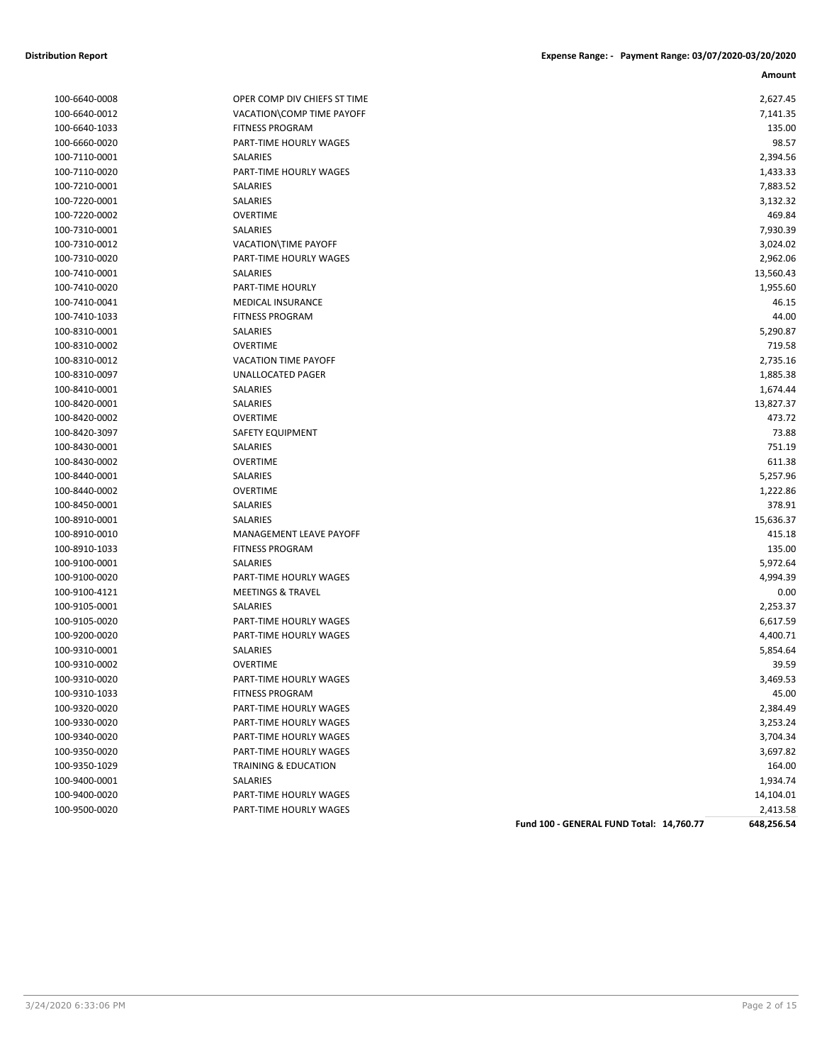**Distribution Report** — Expense Range: - Payment Range: 03/07/2020-03/20/2020

| | | Amount |
|---|---|---|
| 100-6640-0008 | OPER COMP DIV CHIEFS ST TIME | 2,627.45 |
| 100-6640-0012 | VACATION\COMP TIME PAYOFF | 7,141.35 |
| 100-6640-1033 | FITNESS PROGRAM | 135.00 |
| 100-6660-0020 | PART-TIME HOURLY WAGES | 98.57 |
| 100-7110-0001 | SALARIES | 2,394.56 |
| 100-7110-0020 | PART-TIME HOURLY WAGES | 1,433.33 |
| 100-7210-0001 | SALARIES | 7,883.52 |
| 100-7220-0001 | SALARIES | 3,132.32 |
| 100-7220-0002 | OVERTIME | 469.84 |
| 100-7310-0001 | SALARIES | 7,930.39 |
| 100-7310-0012 | VACATION\TIME PAYOFF | 3,024.02 |
| 100-7310-0020 | PART-TIME HOURLY WAGES | 2,962.06 |
| 100-7410-0001 | SALARIES | 13,560.43 |
| 100-7410-0020 | PART-TIME HOURLY | 1,955.60 |
| 100-7410-0041 | MEDICAL INSURANCE | 46.15 |
| 100-7410-1033 | FITNESS PROGRAM | 44.00 |
| 100-8310-0001 | SALARIES | 5,290.87 |
| 100-8310-0002 | OVERTIME | 719.58 |
| 100-8310-0012 | VACATION TIME PAYOFF | 2,735.16 |
| 100-8310-0097 | UNALLOCATED PAGER | 1,885.38 |
| 100-8410-0001 | SALARIES | 1,674.44 |
| 100-8420-0001 | SALARIES | 13,827.37 |
| 100-8420-0002 | OVERTIME | 473.72 |
| 100-8420-3097 | SAFETY EQUIPMENT | 73.88 |
| 100-8430-0001 | SALARIES | 751.19 |
| 100-8430-0002 | OVERTIME | 611.38 |
| 100-8440-0001 | SALARIES | 5,257.96 |
| 100-8440-0002 | OVERTIME | 1,222.86 |
| 100-8450-0001 | SALARIES | 378.91 |
| 100-8910-0001 | SALARIES | 15,636.37 |
| 100-8910-0010 | MANAGEMENT LEAVE PAYOFF | 415.18 |
| 100-8910-1033 | FITNESS PROGRAM | 135.00 |
| 100-9100-0001 | SALARIES | 5,972.64 |
| 100-9100-0020 | PART-TIME HOURLY WAGES | 4,994.39 |
| 100-9100-4121 | MEETINGS & TRAVEL | 0.00 |
| 100-9105-0001 | SALARIES | 2,253.37 |
| 100-9105-0020 | PART-TIME HOURLY WAGES | 6,617.59 |
| 100-9200-0020 | PART-TIME HOURLY WAGES | 4,400.71 |
| 100-9310-0001 | SALARIES | 5,854.64 |
| 100-9310-0002 | OVERTIME | 39.59 |
| 100-9310-0020 | PART-TIME HOURLY WAGES | 3,469.53 |
| 100-9310-1033 | FITNESS PROGRAM | 45.00 |
| 100-9320-0020 | PART-TIME HOURLY WAGES | 2,384.49 |
| 100-9330-0020 | PART-TIME HOURLY WAGES | 3,253.24 |
| 100-9340-0020 | PART-TIME HOURLY WAGES | 3,704.34 |
| 100-9350-0020 | PART-TIME HOURLY WAGES | 3,697.82 |
| 100-9350-1029 | TRAINING & EDUCATION | 164.00 |
| 100-9400-0001 | SALARIES | 1,934.74 |
| 100-9400-0020 | PART-TIME HOURLY WAGES | 14,104.01 |
| 100-9500-0020 | PART-TIME HOURLY WAGES | 2,413.58 |
| | **Fund 100 - GENERAL FUND Total: 14,760.77** | **648,256.54** |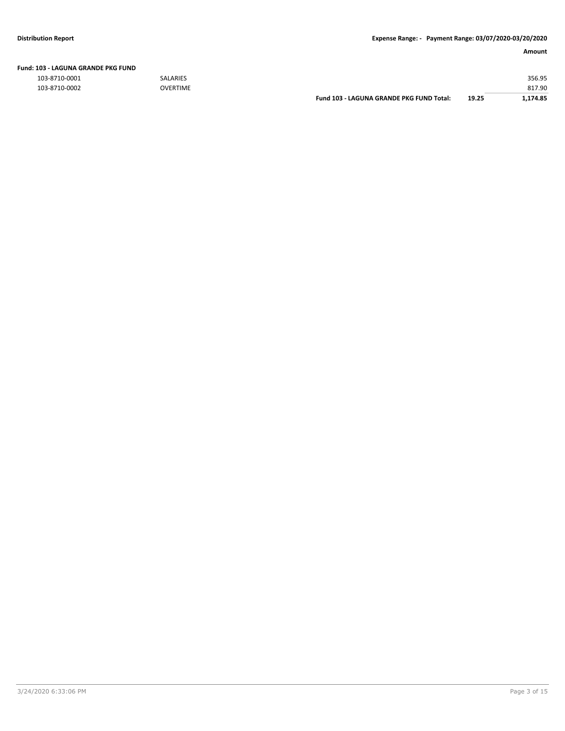**Distribution Report** | **Expense Range: - Payment Range: 03/07/2020-03/20/2020**

| | | | | **Amount** |
|---|---|---|---|---|
| **Fund: 103 - LAGUNA GRANDE PKG FUND** | | | | |
| 103-8710-0001 | SALARIES | | | 356.95 |
| 103-8710-0002 | OVERTIME | | | 817.90 |
| | | **Fund 103 - LAGUNA GRANDE PKG FUND Total:** | **19.25** | **1,174.85** |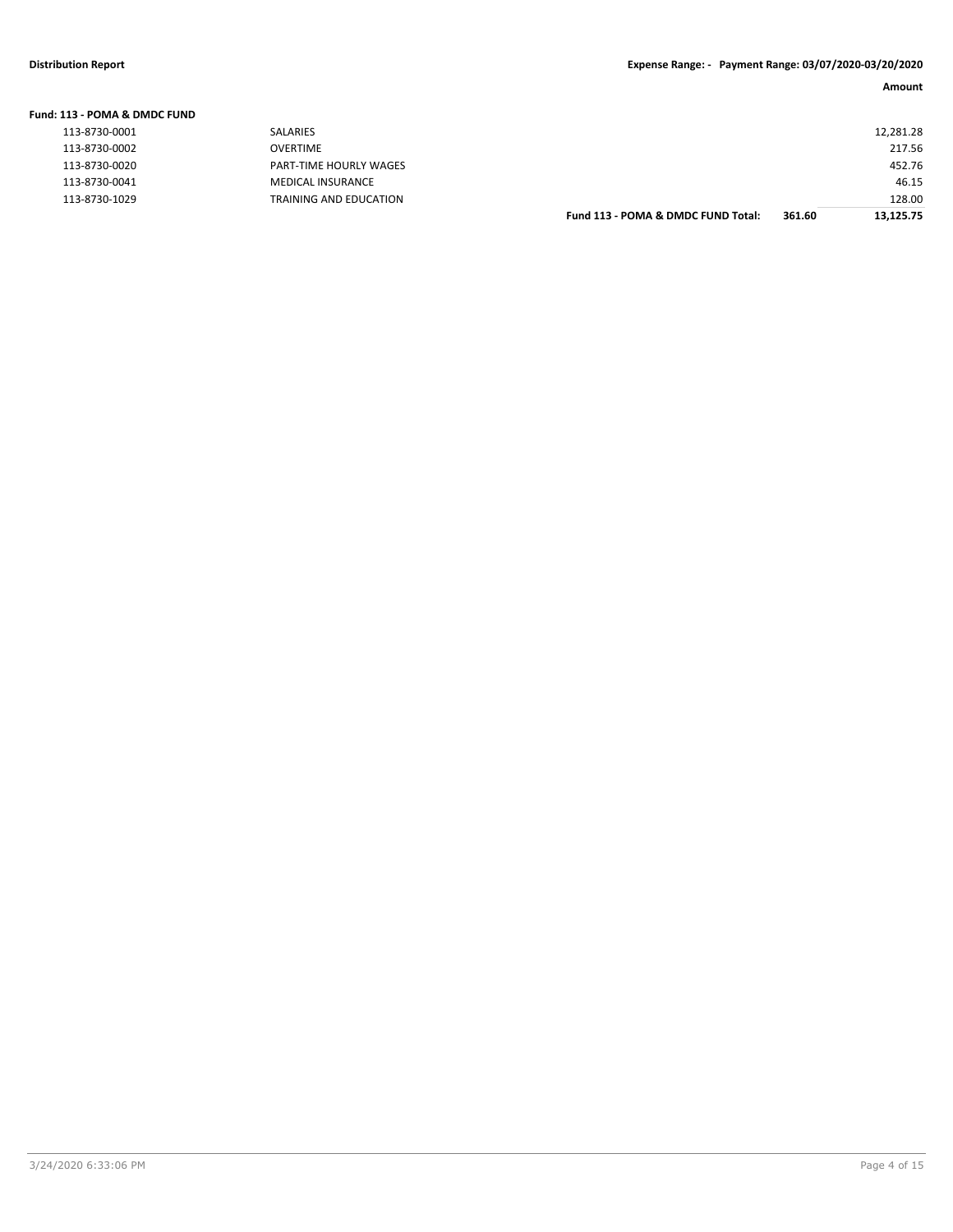**Fund: 113 - POMA & DMDC FUND**

| Account | Description | | | Amount |
|---|---|---|---|---|
| 113-8730-0001 | SALARIES | | | 12,281.28 |
| 113-8730-0002 | OVERTIME | | | 217.56 |
| 113-8730-0020 | PART-TIME HOURLY WAGES | | | 452.76 |
| 113-8730-0041 | MEDICAL INSURANCE | | | 46.15 |
| 113-8730-1029 | TRAINING AND EDUCATION | | | 128.00 |
| | | **Fund 113 - POMA & DMDC FUND Total:** | **361.60** | **13,125.75** |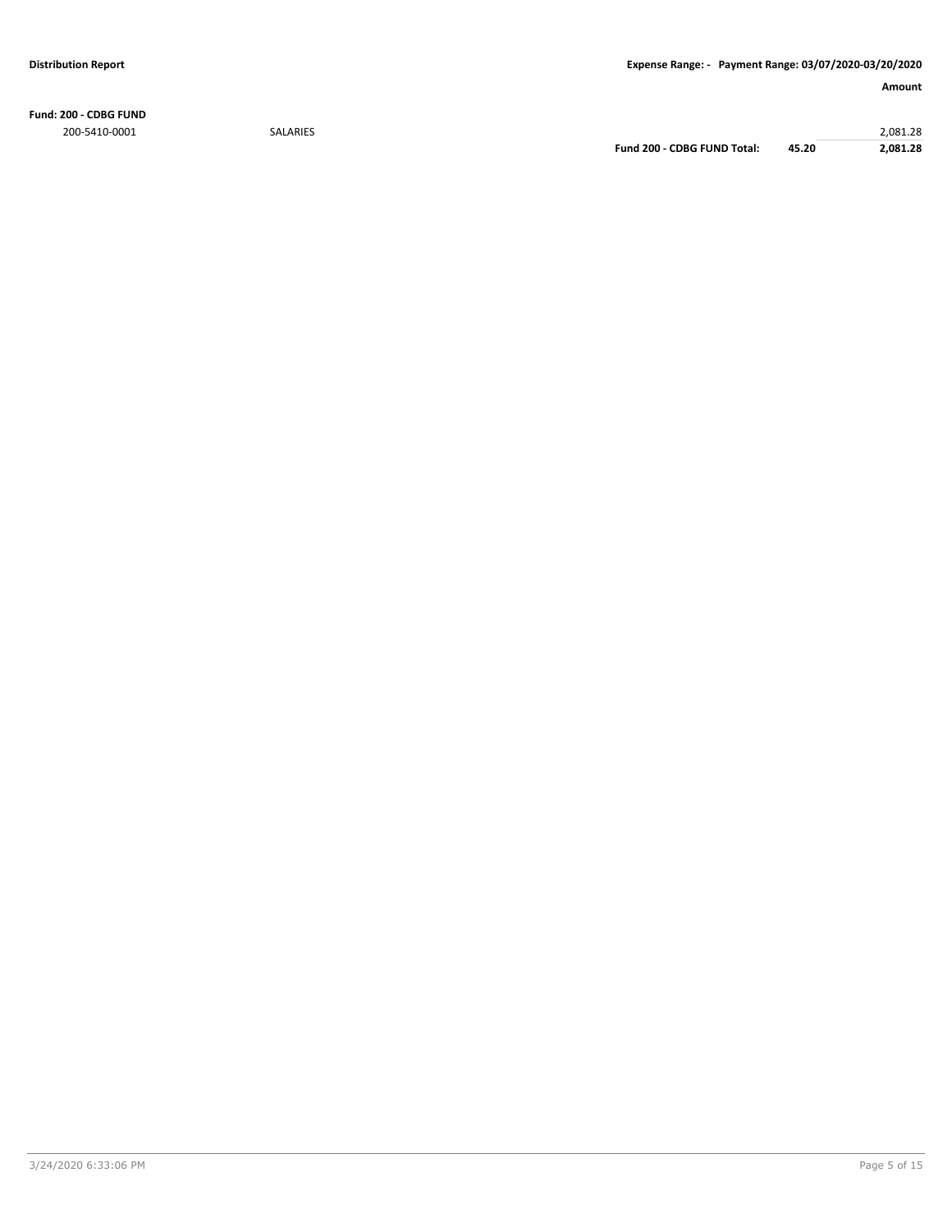| | | Amount |
|---|---|---|
| **Fund: 200 - CDBG FUND** | | |
| 200-5410-0001 | SALARIES | 2,081.28 |
| | **Fund 200 - CDBG FUND Total: 45.20** | **2,081.28** |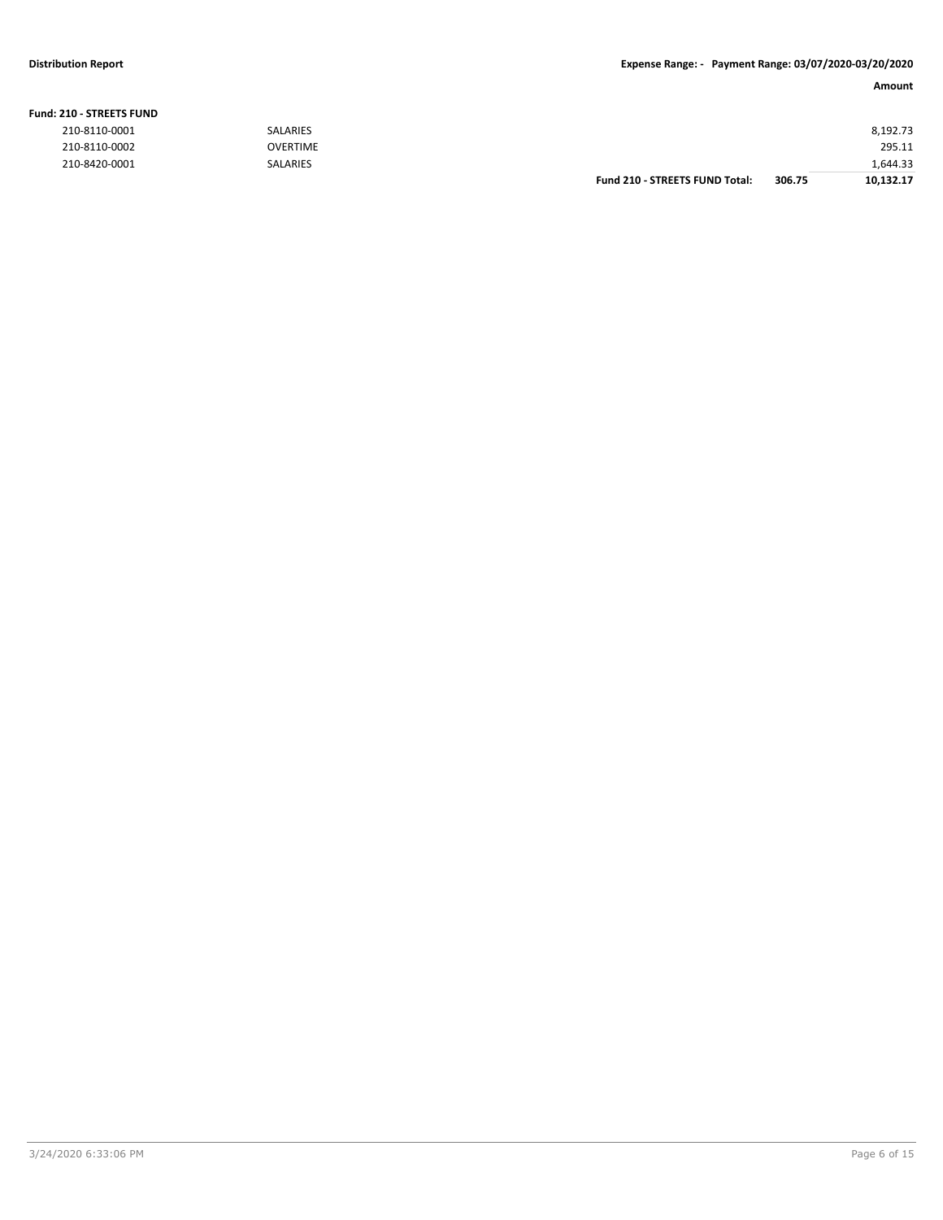**Distribution Report** | **Expense Range: - Payment Range: 03/07/2020-03/20/2020**

| | | | | **Amount** |
|---|---|---|---|---|
| **Fund: 210 - STREETS FUND** | | | | |
| 210-8110-0001 | SALARIES | | | 8,192.73 |
| 210-8110-0002 | OVERTIME | | | 295.11 |
| 210-8420-0001 | SALARIES | | | 1,644.33 |
| | | **Fund 210 - STREETS FUND Total:** | **306.75** | **10,132.17** |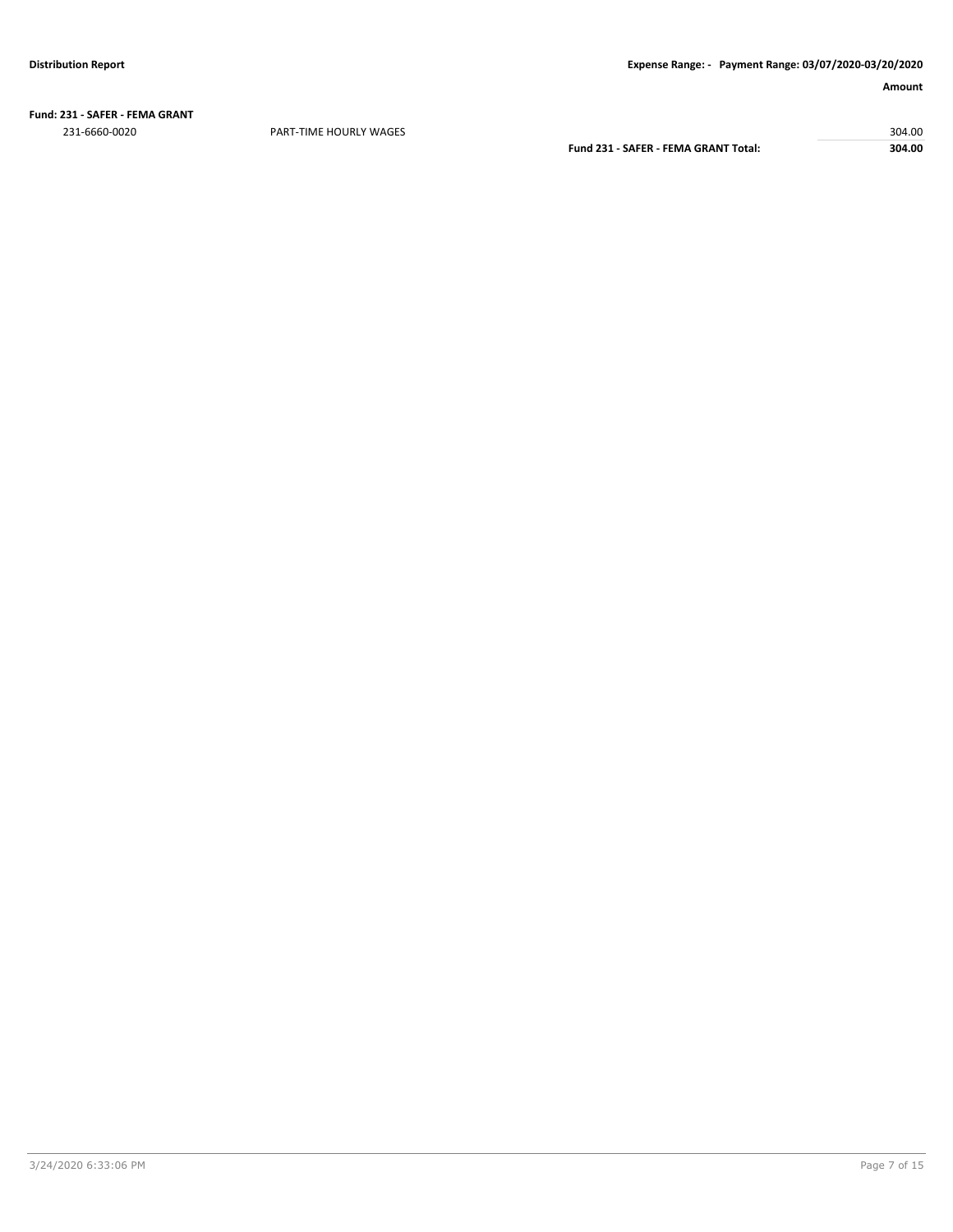| Fund: 231 - SAFER - FEMA GRANT | | Amount |
|---|---|---|
| 231-6660-0020 | PART-TIME HOURLY WAGES | 304.00 |
| | **Fund 231 - SAFER - FEMA GRANT Total:** | **304.00** |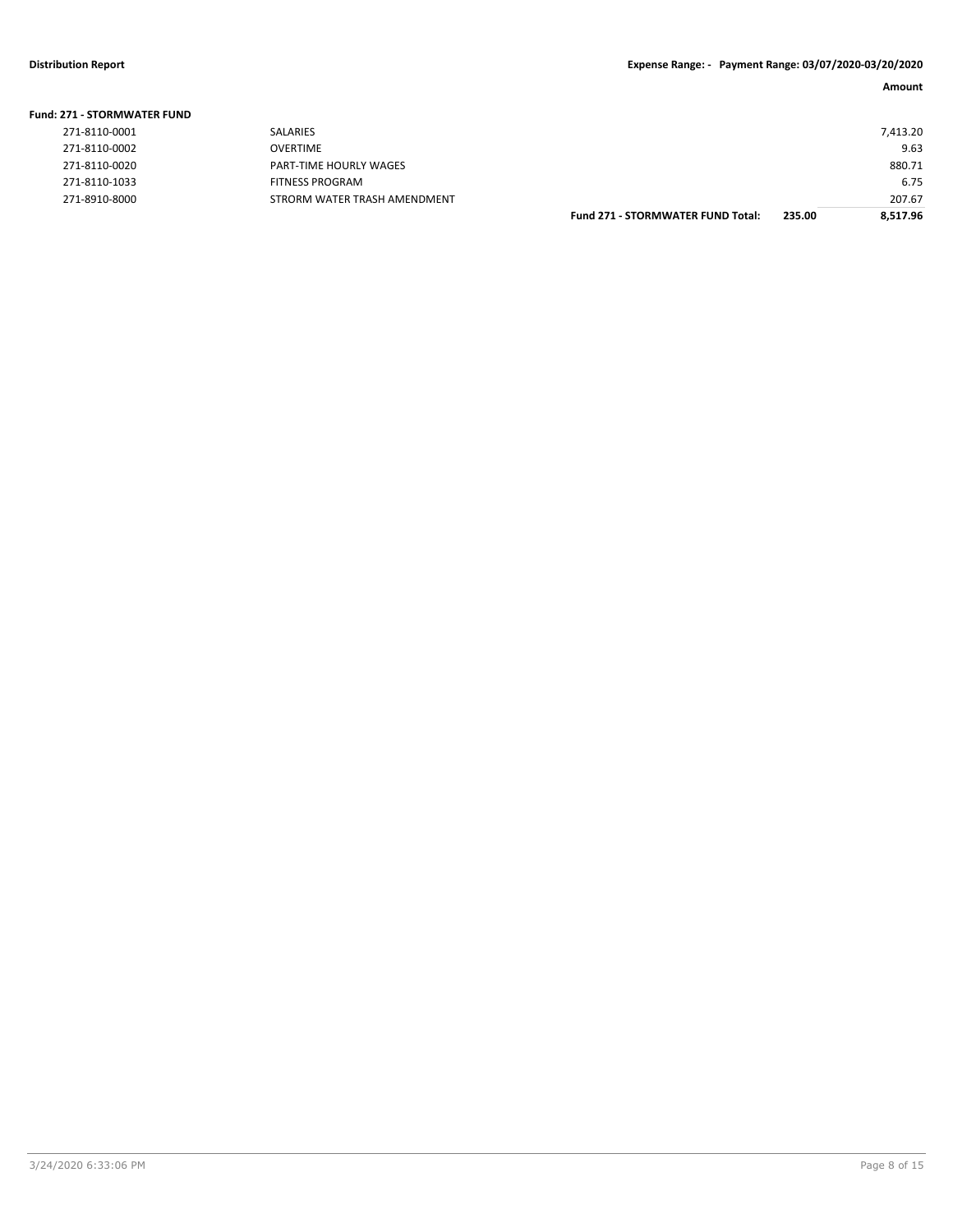**Fund: 271 - STORMWATER FUND**

| Account | Description | | | Amount |
|---|---|---|---|---|
| 271-8110-0001 | SALARIES | | | 7,413.20 |
| 271-8110-0002 | OVERTIME | | | 9.63 |
| 271-8110-0020 | PART-TIME HOURLY WAGES | | | 880.71 |
| 271-8110-1033 | FITNESS PROGRAM | | | 6.75 |
| 271-8910-8000 | STRORM WATER TRASH AMENDMENT | | | 207.67 |
| | | **Fund 271 - STORMWATER FUND Total:** | **235.00** | **8,517.96** |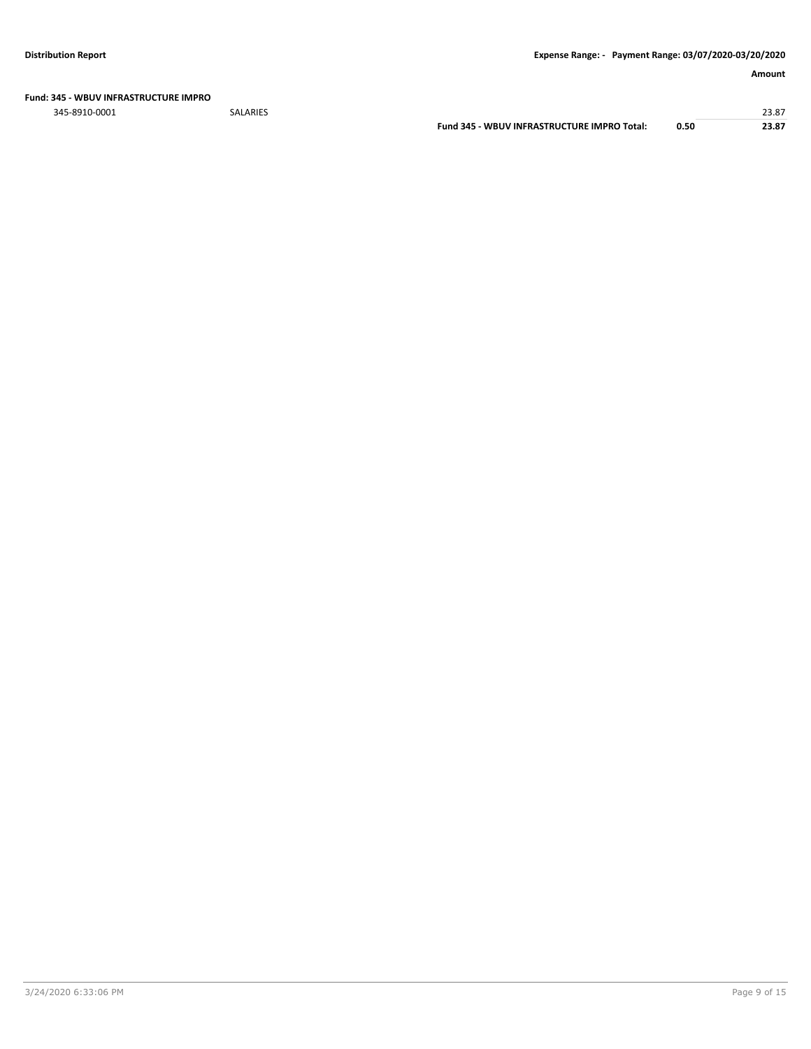| | | | Amount |
|---|---|---|---|
| **Fund: 345 - WBUV INFRASTRUCTURE IMPRO** | | | |
| 345-8910-0001 | SALARIES | | 23.87 |
| | **Fund 345 - WBUV INFRASTRUCTURE IMPRO Total:** | **0.50** | **23.87** |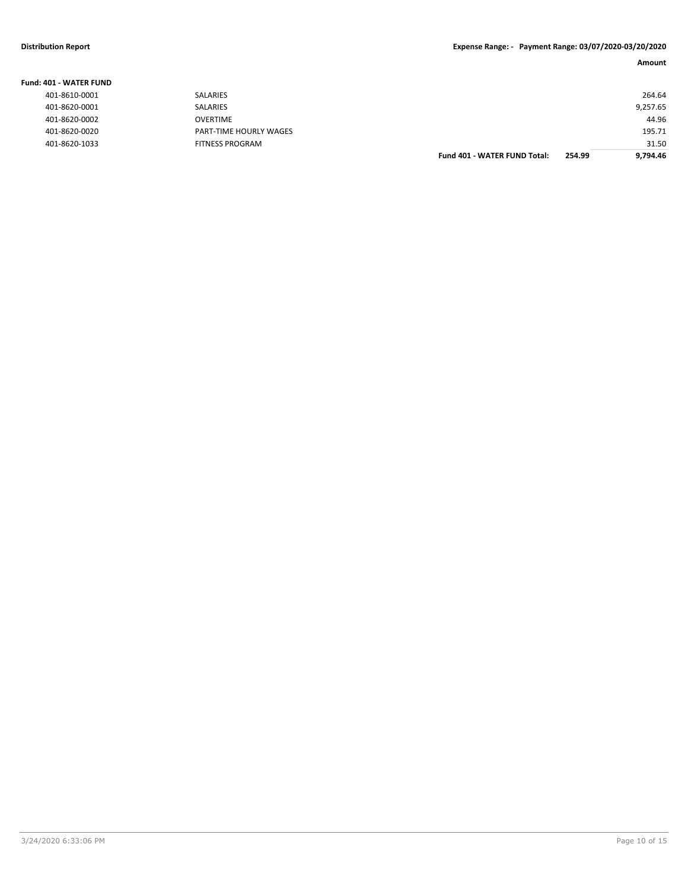**Distribution Report** **Expense Range: - Payment Range: 03/07/2020-03/20/2020**

**Fund: 401 - WATER FUND**

| | | | | Amount |
|---|---|---|---|---|
| 401-8610-0001 | SALARIES | | | 264.64 |
| 401-8620-0001 | SALARIES | | | 9,257.65 |
| 401-8620-0002 | OVERTIME | | | 44.96 |
| 401-8620-0020 | PART-TIME HOURLY WAGES | | | 195.71 |
| 401-8620-1033 | FITNESS PROGRAM | | | 31.50 |
| | | **Fund 401 - WATER FUND Total:** | **254.99** | **9,794.46** |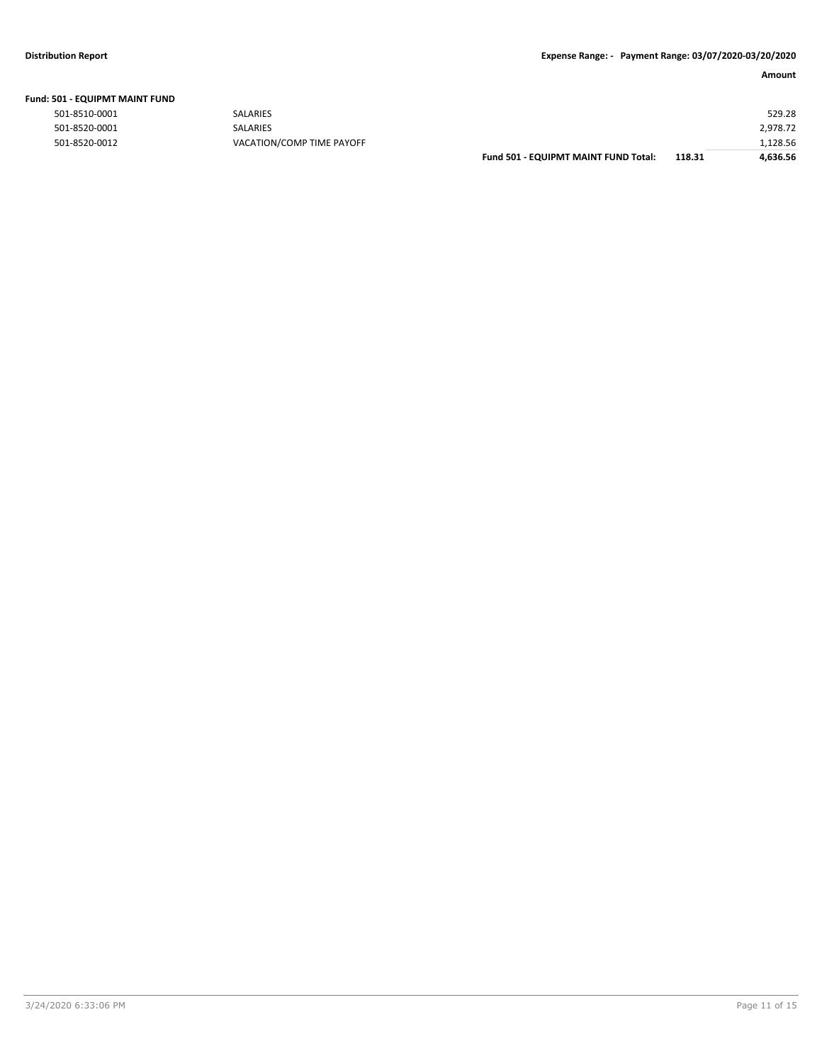**Fund: 501 - EQUIPMT MAINT FUND**

| | | | | Amount |
|---|---|---|---|---|
| 501-8510-0001 | SALARIES | | | 529.28 |
| 501-8520-0001 | SALARIES | | | 2,978.72 |
| 501-8520-0012 | VACATION/COMP TIME PAYOFF | | | 1,128.56 |
| | | **Fund 501 - EQUIPMT MAINT FUND Total:** | **118.31** | **4,636.56** |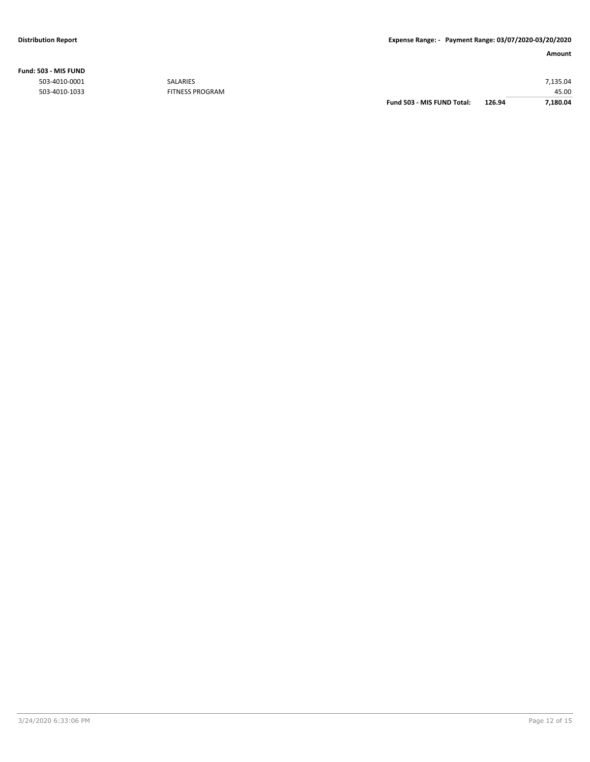**Fund: 503 - MIS FUND**

| | | | | Amount |
|---|---|---|---|---|
| 503-4010-0001 | SALARIES | | | 7,135.04 |
| 503-4010-1033 | FITNESS PROGRAM | | | 45.00 |
| | | **Fund 503 - MIS FUND Total:** | **126.94** | **7,180.04** |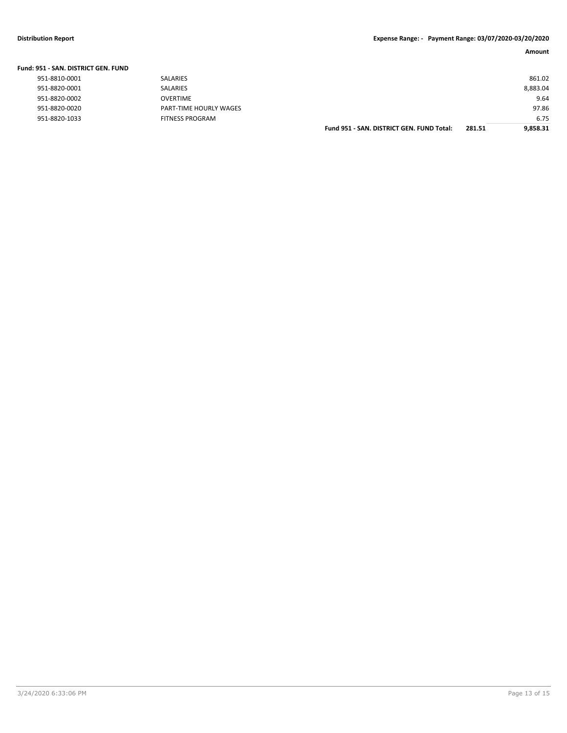**Distribution Report** | **Expense Range: - Payment Range: 03/07/2020-03/20/2020**

| | | | | Amount |
|---|---|---|---|---|
| **Fund: 951 - SAN. DISTRICT GEN. FUND** | | | | |
| 951-8810-0001 | SALARIES | | | 861.02 |
| 951-8820-0001 | SALARIES | | | 8,883.04 |
| 951-8820-0002 | OVERTIME | | | 9.64 |
| 951-8820-0020 | PART-TIME HOURLY WAGES | | | 97.86 |
| 951-8820-1033 | FITNESS PROGRAM | | | 6.75 |
| | | **Fund 951 - SAN. DISTRICT GEN. FUND Total:** | **281.51** | **9,858.31** |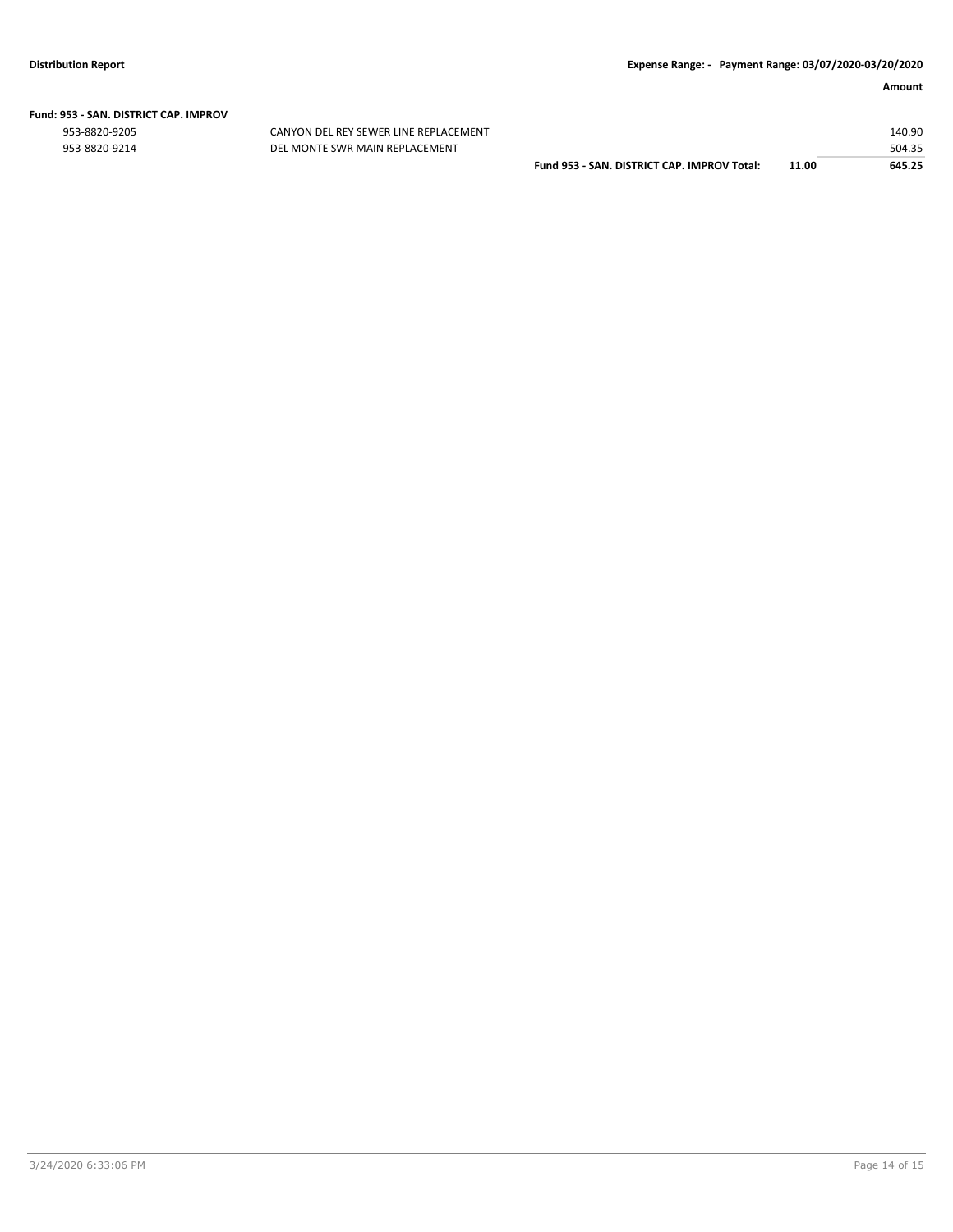**Amount**

**Fund: 953 - SAN. DISTRICT CAP. IMPROV**

| Account | Description | | | Amount |
|---|---|---|---|---|
| 953-8820-9205 | CANYON DEL REY SEWER LINE REPLACEMENT | | | 140.90 |
| 953-8820-9214 | DEL MONTE SWR MAIN REPLACEMENT | | | 504.35 |
| | | **Fund 953 - SAN. DISTRICT CAP. IMPROV Total:** | **11.00** | **645.25** |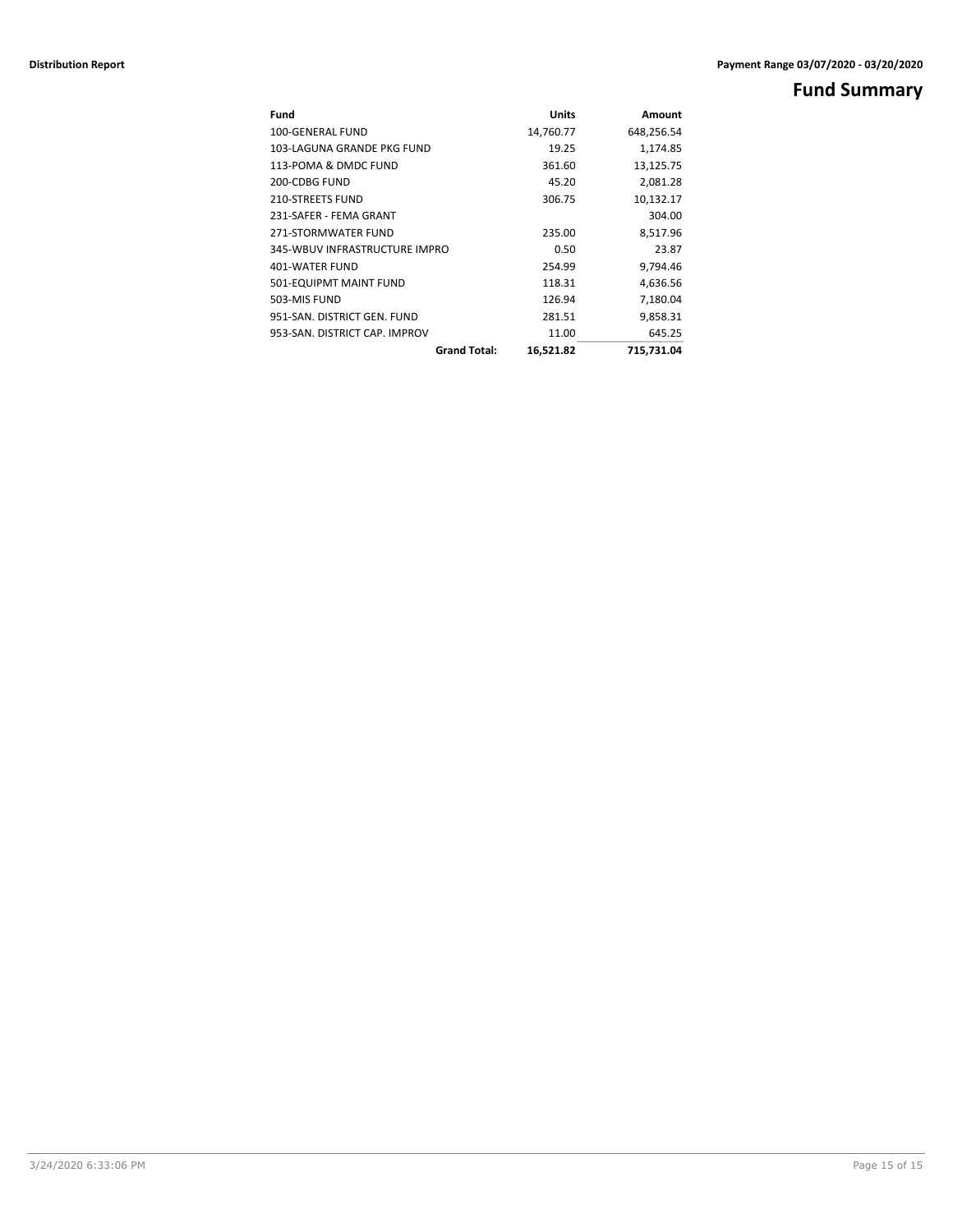# Fund Summary

| Fund | Units | Amount |
|---|---|---|
| 100-GENERAL FUND | 14,760.77 | 648,256.54 |
| 103-LAGUNA GRANDE PKG FUND | 19.25 | 1,174.85 |
| 113-POMA & DMDC FUND | 361.60 | 13,125.75 |
| 200-CDBG FUND | 45.20 | 2,081.28 |
| 210-STREETS FUND | 306.75 | 10,132.17 |
| 231-SAFER - FEMA GRANT | | 304.00 |
| 271-STORMWATER FUND | 235.00 | 8,517.96 |
| 345-WBUV INFRASTRUCTURE IMPRO | 0.50 | 23.87 |
| 401-WATER FUND | 254.99 | 9,794.46 |
| 501-EQUIPMT MAINT FUND | 118.31 | 4,636.56 |
| 503-MIS FUND | 126.94 | 7,180.04 |
| 951-SAN. DISTRICT GEN. FUND | 281.51 | 9,858.31 |
| 953-SAN. DISTRICT CAP. IMPROV | 11.00 | 645.25 |
| **Grand Total:** | **16,521.82** | **715,731.04** |